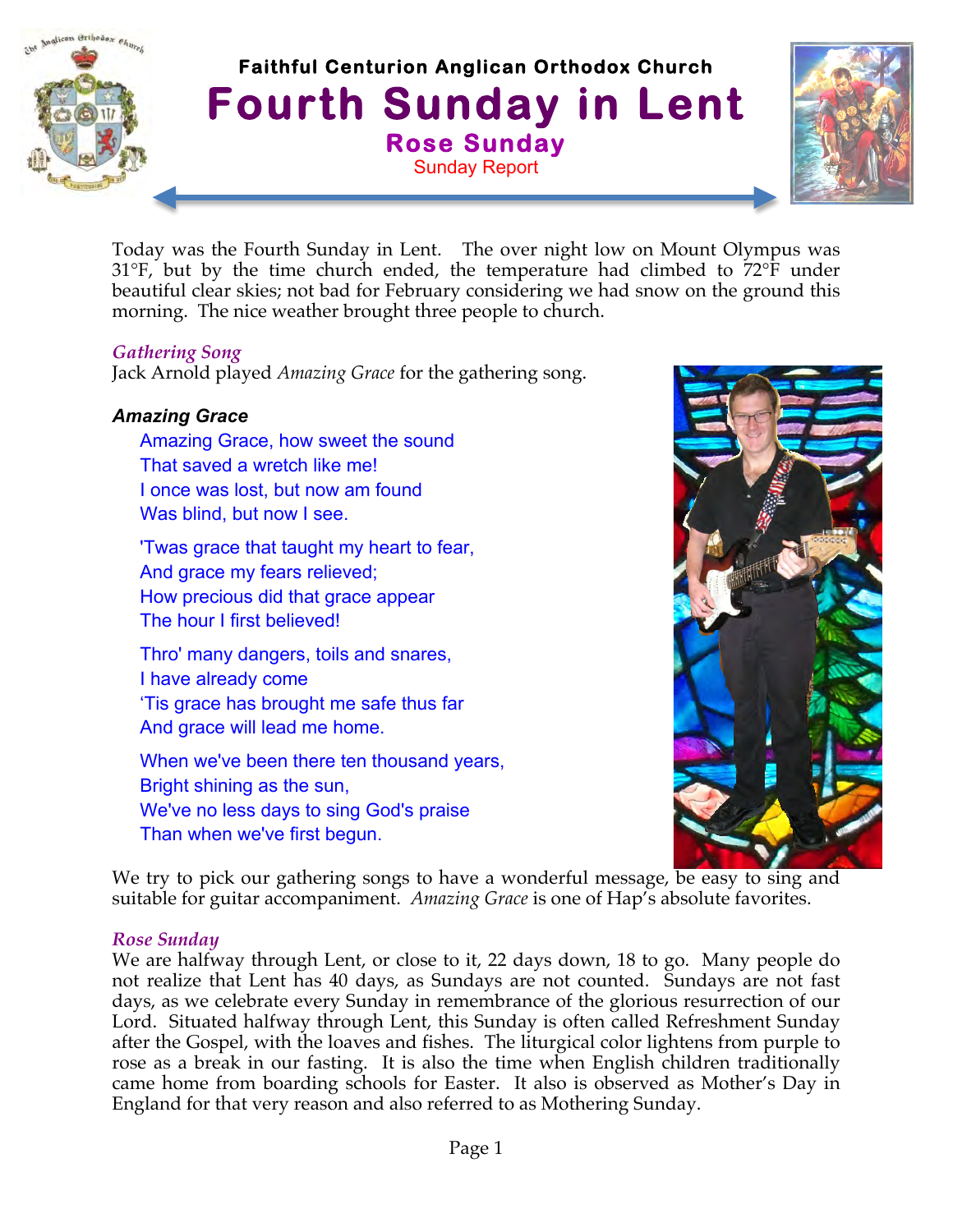Faithful Centurion Anglican Orthodox Church

# Fourth Sunday in Lent

## Rose Sunday

Sunday Report

Today was the Fourth Sunday in Lent. The over night low on Mount Olympus was 31°F, but by the time church ended, the temperature had climbed to 72°F under beautiful clear skies; not bad for February considering we had snow on the ground this morning. The nice weather brought three people to church.

### *Gathering Song*

Jack Arnold played *Amazing Grace* for the gathering song.

***Amazing Grace***

Amazing Grace, how sweet the sound
That saved a wretch like me!
I once was lost, but now am found
Was blind, but now I see.

'Twas grace that taught my heart to fear,
And grace my fears relieved;
How precious did that grace appear
The hour I first believed!

Thro' many dangers, toils and snares,
I have already come
'Tis grace has brought me safe thus far
And grace will lead me home.

When we've been there ten thousand years,
Bright shining as the sun,
We've no less days to sing God's praise
Than when we've first begun.

We try to pick our gathering songs to have a wonderful message, be easy to sing and suitable for guitar accompaniment. *Amazing Grace* is one of Hap's absolute favorites.

### *Rose Sunday*

We are halfway through Lent, or close to it, 22 days down, 18 to go. Many people do not realize that Lent has 40 days, as Sundays are not counted. Sundays are not fast days, as we celebrate every Sunday in remembrance of the glorious resurrection of our Lord. Situated halfway through Lent, this Sunday is often called Refreshment Sunday after the Gospel, with the loaves and fishes. The liturgical color lightens from purple to rose as a break in our fasting. It is also the time when English children traditionally came home from boarding schools for Easter. It also is observed as Mother's Day in England for that very reason and also referred to as Mothering Sunday.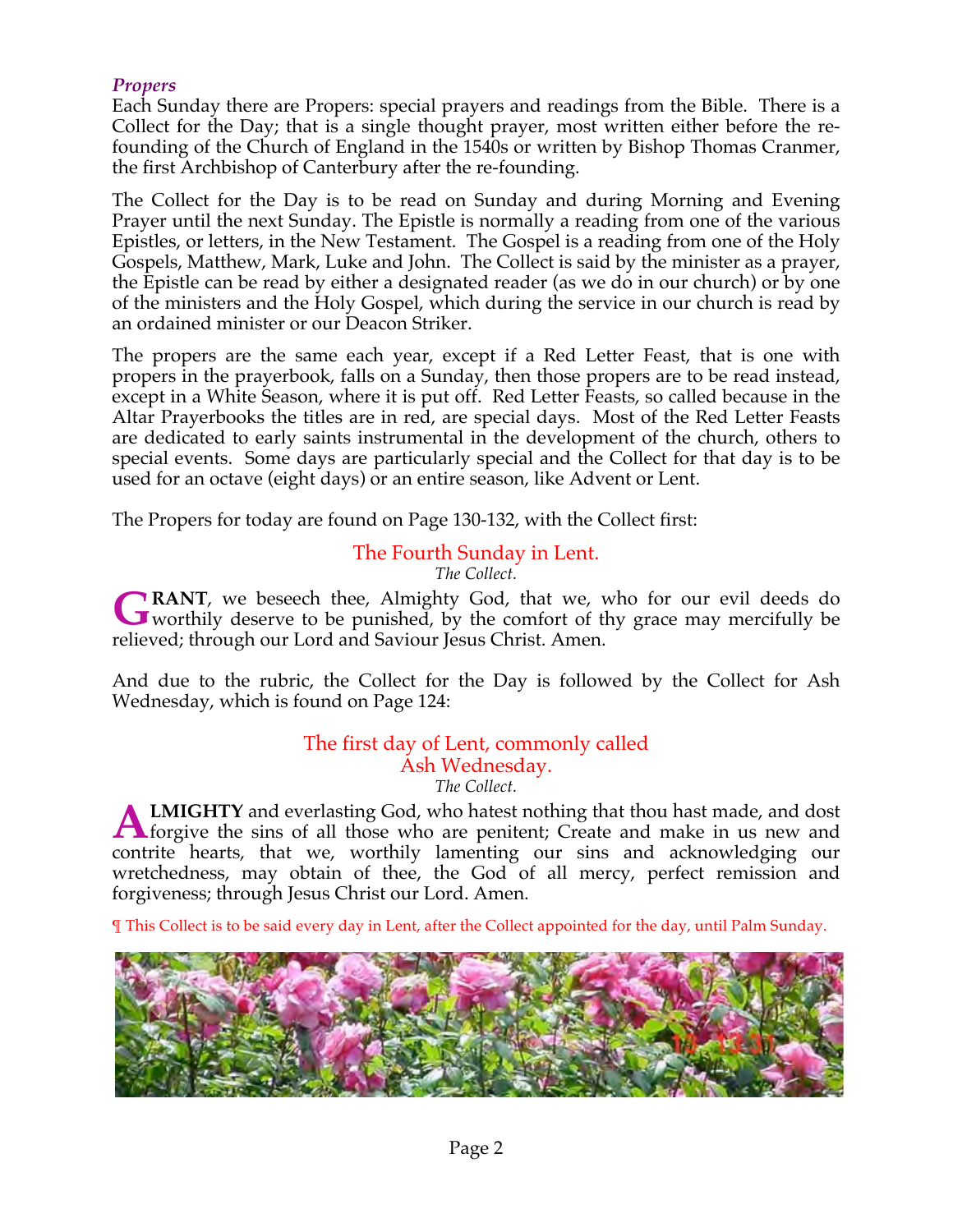### *Propers*

Each Sunday there are Propers: special prayers and readings from the Bible. There is a Collect for the Day; that is a single thought prayer, most written either before the re-founding of the Church of England in the 1540s or written by Bishop Thomas Cranmer, the first Archbishop of Canterbury after the re-founding.

The Collect for the Day is to be read on Sunday and during Morning and Evening Prayer until the next Sunday. The Epistle is normally a reading from one of the various Epistles, or letters, in the New Testament. The Gospel is a reading from one of the Holy Gospels, Matthew, Mark, Luke and John. The Collect is said by the minister as a prayer, the Epistle can be read by either a designated reader (as we do in our church) or by one of the ministers and the Holy Gospel, which during the service in our church is read by an ordained minister or our Deacon Striker.

The propers are the same each year, except if a Red Letter Feast, that is one with propers in the prayerbook, falls on a Sunday, then those propers are to be read instead, except in a White Season, where it is put off. Red Letter Feasts, so called because in the Altar Prayerbooks the titles are in red, are special days. Most of the Red Letter Feasts are dedicated to early saints instrumental in the development of the church, others to special events. Some days are particularly special and the Collect for that day is to be used for an octave (eight days) or an entire season, like Advent or Lent.

The Propers for today are found on Page 130-132, with the Collect first:

## The Fourth Sunday in Lent.

*The Collect.*

**GRANT**, we beseech thee, Almighty God, that we, who for our evil deeds do worthily deserve to be punished, by the comfort of thy grace may mercifully be relieved; through our Lord and Saviour Jesus Christ. Amen.

And due to the rubric, the Collect for the Day is followed by the Collect for Ash Wednesday, which is found on Page 124:

## The first day of Lent, commonly called Ash Wednesday.

*The Collect.*

**ALMIGHTY** and everlasting God, who hatest nothing that thou hast made, and dost forgive the sins of all those who are penitent; Create and make in us new and contrite hearts, that we, worthily lamenting our sins and acknowledging our wretchedness, may obtain of thee, the God of all mercy, perfect remission and forgiveness; through Jesus Christ our Lord. Amen.

¶ This Collect is to be said every day in Lent, after the Collect appointed for the day, until Palm Sunday.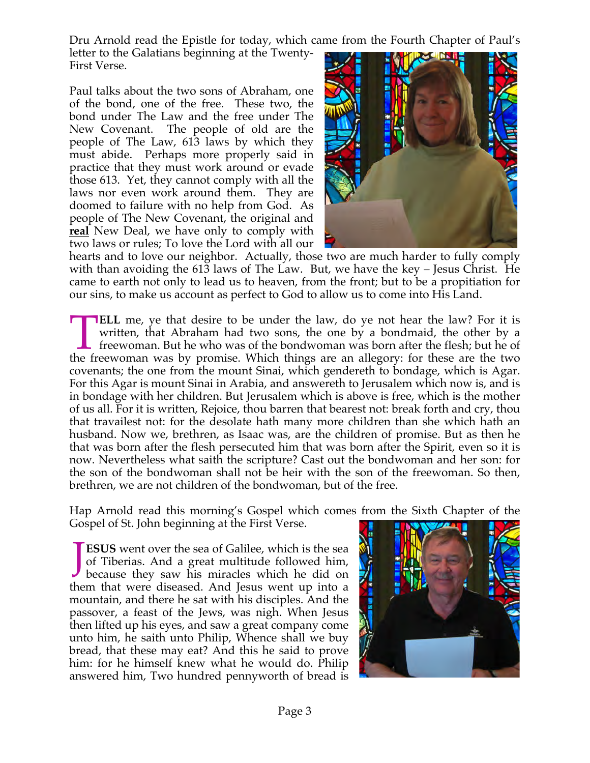Dru Arnold read the Epistle for today, which came from the Fourth Chapter of Paul's letter to the Galatians beginning at the Twenty-First Verse.

Paul talks about the two sons of Abraham, one of the bond, one of the free. These two, the bond under The Law and the free under The New Covenant. The people of old are the people of The Law, 613 laws by which they must abide. Perhaps more properly said in practice that they must work around or evade those 613. Yet, they cannot comply with all the laws nor even work around them. They are doomed to failure with no help from God. As people of The New Covenant, the original and **real** New Deal, we have only to comply with two laws or rules; To love the Lord with all our hearts and to love our neighbor. Actually, those two are much harder to fully comply with than avoiding the 613 laws of The Law. But, we have the key – Jesus Christ. He came to earth not only to lead us to heaven, from the front; but to be a propitiation for our sins, to make us account as perfect to God to allow us to come into His Land.

**TELL** me, ye that desire to be under the law, do ye not hear the law? For it is written, that Abraham had two sons, the one by a bondmaid, the other by a freewoman. But he who was of the bondwoman was born after the flesh; but he of the freewoman was by promise. Which things are an allegory: for these are the two covenants; the one from the mount Sinai, which gendereth to bondage, which is Agar. For this Agar is mount Sinai in Arabia, and answereth to Jerusalem which now is, and is in bondage with her children. But Jerusalem which is above is free, which is the mother of us all. For it is written, Rejoice, thou barren that bearest not: break forth and cry, thou that travailest not: for the desolate hath many more children than she which hath an husband. Now we, brethren, as Isaac was, are the children of promise. But as then he that was born after the flesh persecuted him that was born after the Spirit, even so it is now. Nevertheless what saith the scripture? Cast out the bondwoman and her son: for the son of the bondwoman shall not be heir with the son of the freewoman. So then, brethren, we are not children of the bondwoman, but of the free.

Hap Arnold read this morning's Gospel which comes from the Sixth Chapter of the Gospel of St. John beginning at the First Verse.

**JESUS** went over the sea of Galilee, which is the sea of Tiberias. And a great multitude followed him, because they saw his miracles which he did on them that were diseased. And Jesus went up into a mountain, and there he sat with his disciples. And the passover, a feast of the Jews, was nigh. When Jesus then lifted up his eyes, and saw a great company come unto him, he saith unto Philip, Whence shall we buy bread, that these may eat? And this he said to prove him: for he himself knew what he would do. Philip answered him, Two hundred pennyworth of bread is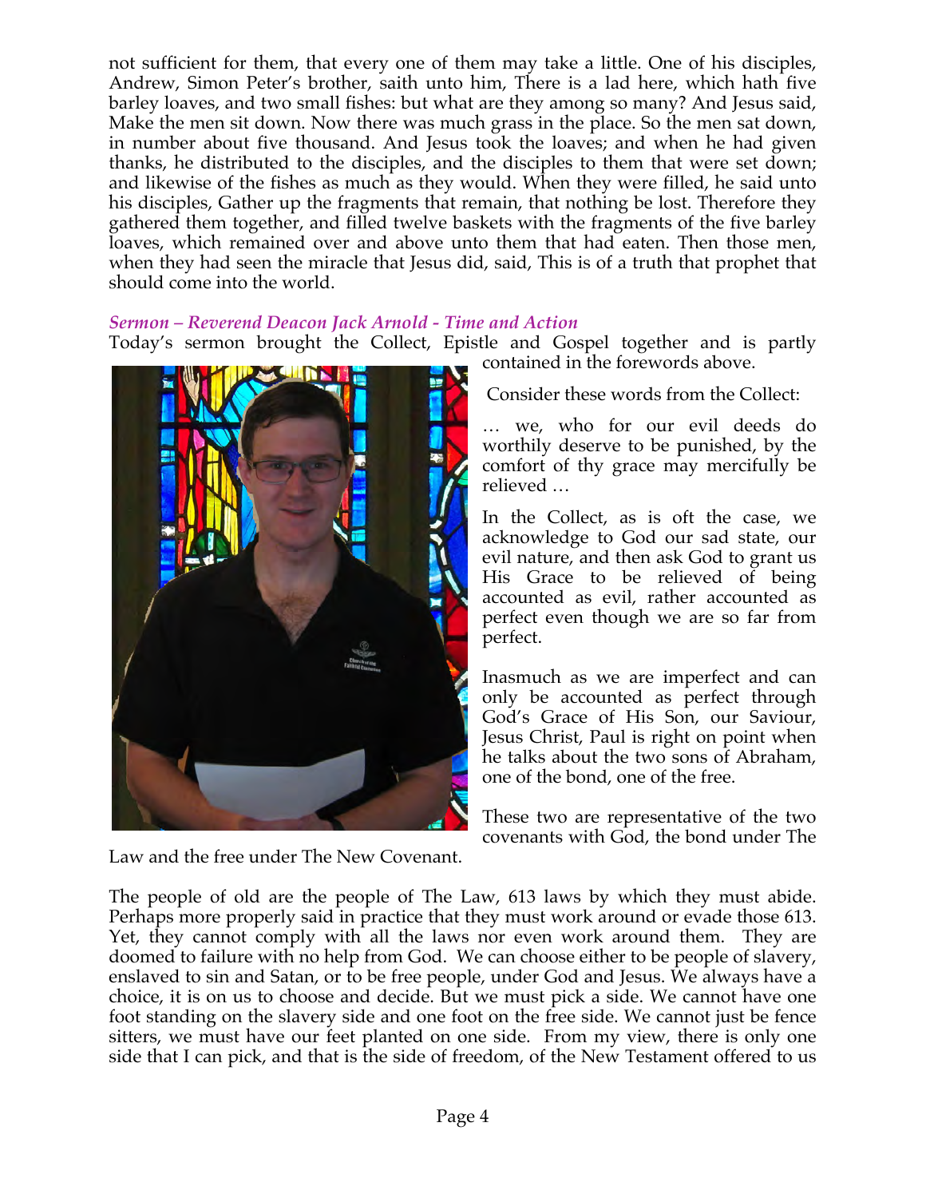not sufficient for them, that every one of them may take a little. One of his disciples, Andrew, Simon Peter's brother, saith unto him, There is a lad here, which hath five barley loaves, and two small fishes: but what are they among so many? And Jesus said, Make the men sit down. Now there was much grass in the place. So the men sat down, in number about five thousand. And Jesus took the loaves; and when he had given thanks, he distributed to the disciples, and the disciples to them that were set down; and likewise of the fishes as much as they would. When they were filled, he said unto his disciples, Gather up the fragments that remain, that nothing be lost. Therefore they gathered them together, and filled twelve baskets with the fragments of the five barley loaves, which remained over and above unto them that had eaten. Then those men, when they had seen the miracle that Jesus did, said, This is of a truth that prophet that should come into the world.

***Sermon – Reverend Deacon Jack Arnold - Time and Action***

Today's sermon brought the Collect, Epistle and Gospel together and is partly contained in the forewords above.

Consider these words from the Collect:

… we, who for our evil deeds do worthily deserve to be punished, by the comfort of thy grace may mercifully be relieved …

In the Collect, as is oft the case, we acknowledge to God our sad state, our evil nature, and then ask God to grant us His Grace to be relieved of being accounted as evil, rather accounted as perfect even though we are so far from perfect.

Inasmuch as we are imperfect and can only be accounted as perfect through God's Grace of His Son, our Saviour, Jesus Christ, Paul is right on point when he talks about the two sons of Abraham, one of the bond, one of the free.

These two are representative of the two covenants with God, the bond under The Law and the free under The New Covenant.

The people of old are the people of The Law, 613 laws by which they must abide. Perhaps more properly said in practice that they must work around or evade those 613. Yet, they cannot comply with all the laws nor even work around them. They are doomed to failure with no help from God. We can choose either to be people of slavery, enslaved to sin and Satan, or to be free people, under God and Jesus. We always have a choice, it is on us to choose and decide. But we must pick a side. We cannot have one foot standing on the slavery side and one foot on the free side. We cannot just be fence sitters, we must have our feet planted on one side. From my view, there is only one side that I can pick, and that is the side of freedom, of the New Testament offered to us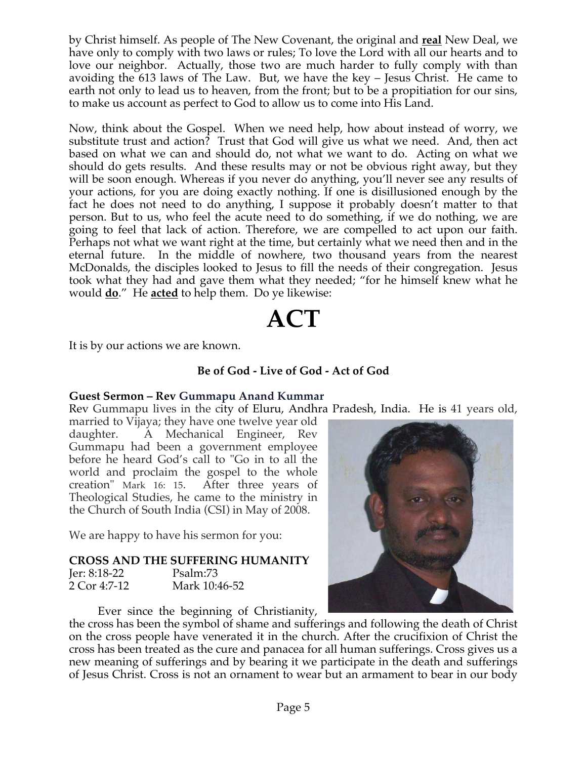by Christ himself. As people of The New Covenant, the original and **real** New Deal, we have only to comply with two laws or rules; To love the Lord with all our hearts and to love our neighbor. Actually, those two are much harder to fully comply with than avoiding the 613 laws of The Law. But, we have the key – Jesus Christ. He came to earth not only to lead us to heaven, from the front; but to be a propitiation for our sins, to make us account as perfect to God to allow us to come into His Land.

Now, think about the Gospel. When we need help, how about instead of worry, we substitute trust and action? Trust that God will give us what we need. And, then act based on what we can and should do, not what we want to do. Acting on what we should do gets results. And these results may or not be obvious right away, but they will be soon enough. Whereas if you never do anything, you'll never see any results of your actions, for you are doing exactly nothing. If one is disillusioned enough by the fact he does not need to do anything, I suppose it probably doesn't matter to that person. But to us, who feel the acute need to do something, if we do nothing, we are going to feel that lack of action. Therefore, we are compelled to act upon our faith. Perhaps not what we want right at the time, but certainly what we need then and in the eternal future. In the middle of nowhere, two thousand years from the nearest McDonalds, the disciples looked to Jesus to fill the needs of their congregation. Jesus took what they had and gave them what they needed; "for he himself knew what he would **do**." He **acted** to help them. Do ye likewise:

# ACT

It is by our actions we are known.

**Be of God - Live of God - Act of God**

**Guest Sermon – Rev Gummapu Anand Kummar**

Rev Gummapu lives in the city of Eluru, Andhra Pradesh, India. He is 41 years old, married to Vijaya; they have one twelve year old daughter. A Mechanical Engineer, Rev Gummapu had been a government employee before he heard God's call to "Go in to all the world and proclaim the gospel to the whole creation" Mark 16: 15. After three years of Theological Studies, he came to the ministry in the Church of South India (CSI) in May of 2008.

We are happy to have his sermon for you:

**CROSS AND THE SUFFERING HUMANITY**

Jer: 8:18-22 Psalm:73
2 Cor 4:7-12 Mark 10:46-52

Ever since the beginning of Christianity, the cross has been the symbol of shame and sufferings and following the death of Christ on the cross people have venerated it in the church. After the crucifixion of Christ the cross has been treated as the cure and panacea for all human sufferings. Cross gives us a new meaning of sufferings and by bearing it we participate in the death and sufferings of Jesus Christ. Cross is not an ornament to wear but an armament to bear in our body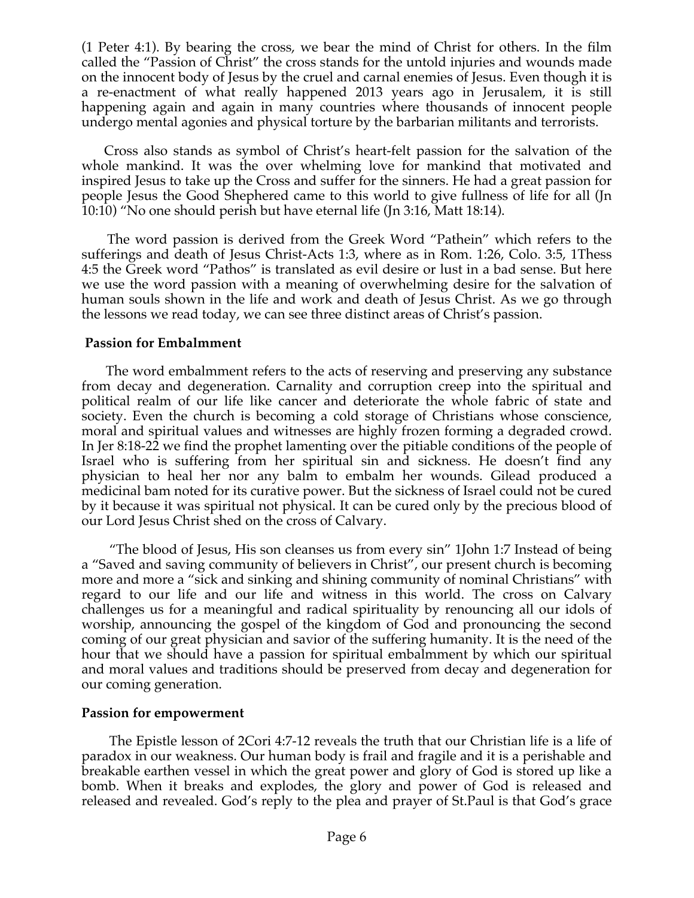(1 Peter 4:1). By bearing the cross, we bear the mind of Christ for others. In the film called the "Passion of Christ" the cross stands for the untold injuries and wounds made on the innocent body of Jesus by the cruel and carnal enemies of Jesus. Even though it is a re-enactment of what really happened 2013 years ago in Jerusalem, it is still happening again and again in many countries where thousands of innocent people undergo mental agonies and physical torture by the barbarian militants and terrorists.

Cross also stands as symbol of Christ's heart-felt passion for the salvation of the whole mankind. It was the over whelming love for mankind that motivated and inspired Jesus to take up the Cross and suffer for the sinners. He had a great passion for people Jesus the Good Shephered came to this world to give fullness of life for all (Jn 10:10) "No one should perish but have eternal life (Jn 3:16, Matt 18:14).

The word passion is derived from the Greek Word "Pathein" which refers to the sufferings and death of Jesus Christ-Acts 1:3, where as in Rom. 1:26, Colo. 3:5, 1Thess 4:5 the Greek word "Pathos" is translated as evil desire or lust in a bad sense. But here we use the word passion with a meaning of overwhelming desire for the salvation of human souls shown in the life and work and death of Jesus Christ. As we go through the lessons we read today, we can see three distinct areas of Christ's passion.

**Passion for Embalmment**

The word embalmment refers to the acts of reserving and preserving any substance from decay and degeneration. Carnality and corruption creep into the spiritual and political realm of our life like cancer and deteriorate the whole fabric of state and society. Even the church is becoming a cold storage of Christians whose conscience, moral and spiritual values and witnesses are highly frozen forming a degraded crowd. In Jer 8:18-22 we find the prophet lamenting over the pitiable conditions of the people of Israel who is suffering from her spiritual sin and sickness. He doesn't find any physician to heal her nor any balm to embalm her wounds. Gilead produced a medicinal bam noted for its curative power. But the sickness of Israel could not be cured by it because it was spiritual not physical. It can be cured only by the precious blood of our Lord Jesus Christ shed on the cross of Calvary.

"The blood of Jesus, His son cleanses us from every sin" 1John 1:7 Instead of being a "Saved and saving community of believers in Christ", our present church is becoming more and more a "sick and sinking and shining community of nominal Christians" with regard to our life and our life and witness in this world. The cross on Calvary challenges us for a meaningful and radical spirituality by renouncing all our idols of worship, announcing the gospel of the kingdom of God and pronouncing the second coming of our great physician and savior of the suffering humanity. It is the need of the hour that we should have a passion for spiritual embalmment by which our spiritual and moral values and traditions should be preserved from decay and degeneration for our coming generation.

**Passion for empowerment**

The Epistle lesson of 2Cori 4:7-12 reveals the truth that our Christian life is a life of paradox in our weakness. Our human body is frail and fragile and it is a perishable and breakable earthen vessel in which the great power and glory of God is stored up like a bomb. When it breaks and explodes, the glory and power of God is released and released and revealed. God's reply to the plea and prayer of St.Paul is that God's grace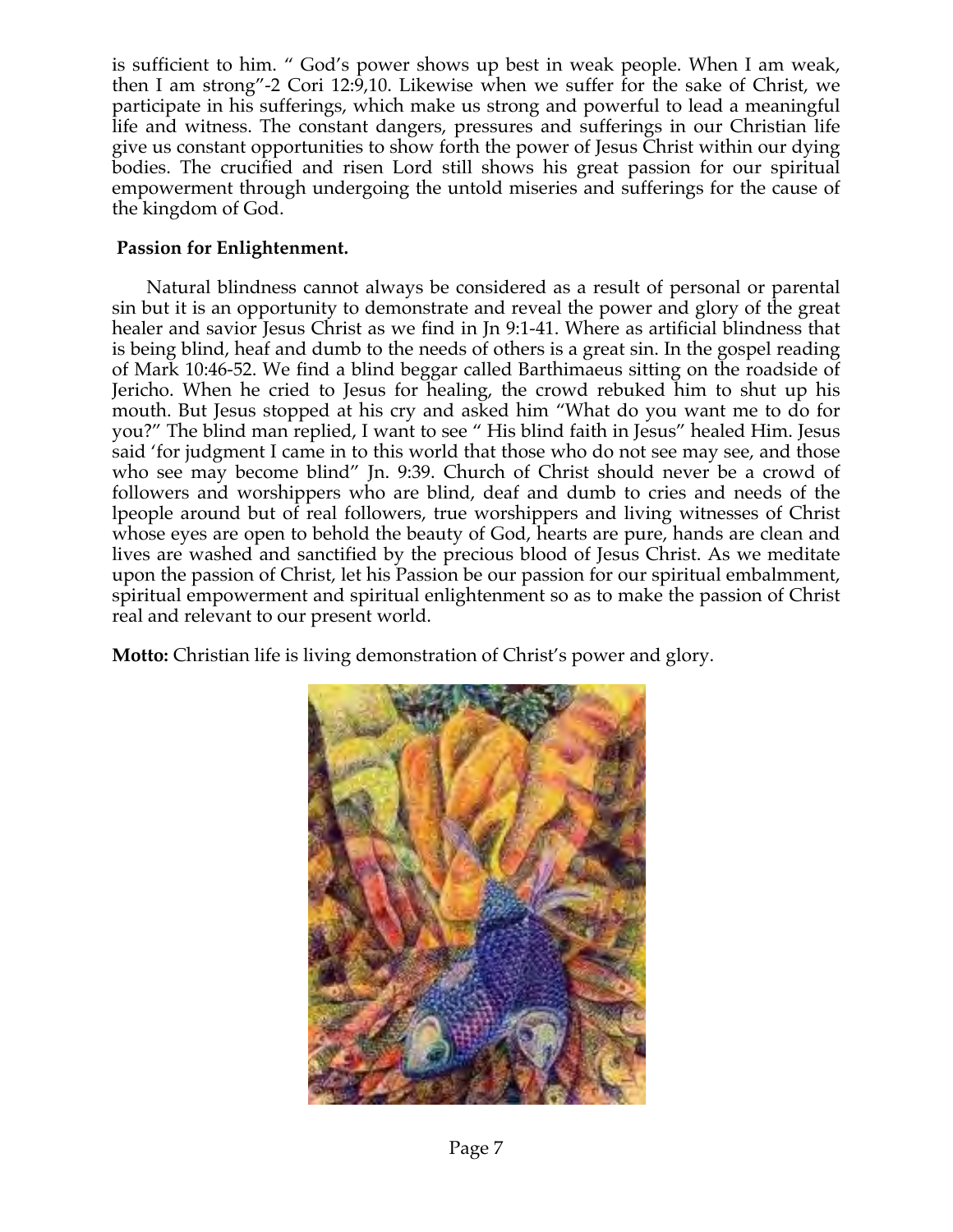is sufficient to him. " God's power shows up best in weak people. When I am weak, then I am strong"-2 Cori 12:9,10. Likewise when we suffer for the sake of Christ, we participate in his sufferings, which make us strong and powerful to lead a meaningful life and witness. The constant dangers, pressures and sufferings in our Christian life give us constant opportunities to show forth the power of Jesus Christ within our dying bodies. The crucified and risen Lord still shows his great passion for our spiritual empowerment through undergoing the untold miseries and sufferings for the cause of the kingdom of God.

**Passion for Enlightenment.**

Natural blindness cannot always be considered as a result of personal or parental sin but it is an opportunity to demonstrate and reveal the power and glory of the great healer and savior Jesus Christ as we find in Jn 9:1-41. Where as artificial blindness that is being blind, heaf and dumb to the needs of others is a great sin. In the gospel reading of Mark 10:46-52. We find a blind beggar called Barthimaeus sitting on the roadside of Jericho. When he cried to Jesus for healing, the crowd rebuked him to shut up his mouth. But Jesus stopped at his cry and asked him "What do you want me to do for you?" The blind man replied, I want to see " His blind faith in Jesus" healed Him. Jesus said 'for judgment I came in to this world that those who do not see may see, and those who see may become blind" Jn. 9:39. Church of Christ should never be a crowd of followers and worshippers who are blind, deaf and dumb to cries and needs of the lpeople around but of real followers, true worshippers and living witnesses of Christ whose eyes are open to behold the beauty of God, hearts are pure, hands are clean and lives are washed and sanctified by the precious blood of Jesus Christ. As we meditate upon the passion of Christ, let his Passion be our passion for our spiritual embalmment, spiritual empowerment and spiritual enlightenment so as to make the passion of Christ real and relevant to our present world.

**Motto:** Christian life is living demonstration of Christ's power and glory.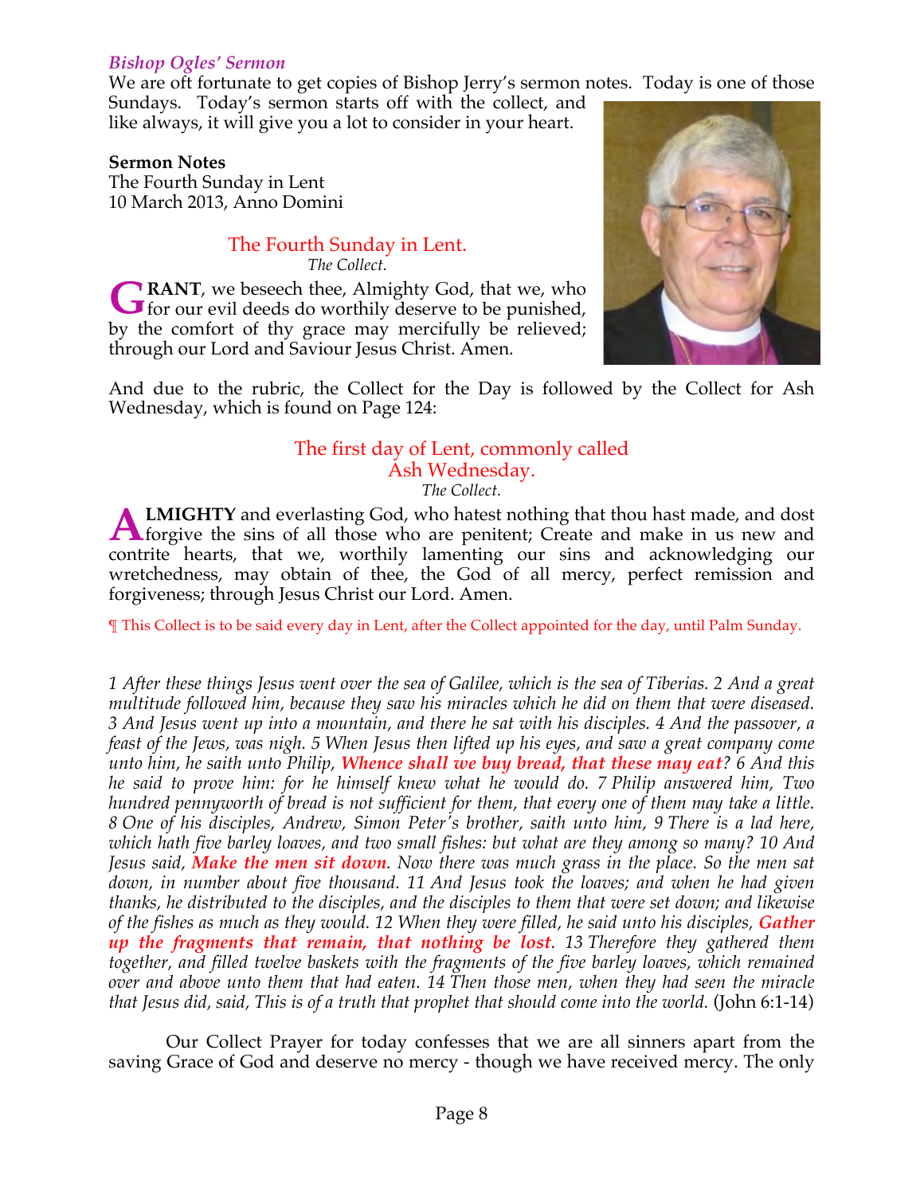### *Bishop Ogles' Sermon*

We are oft fortunate to get copies of Bishop Jerry's sermon notes. Today is one of those Sundays. Today's sermon starts off with the collect, and like always, it will give you a lot to consider in your heart.

**Sermon Notes**
The Fourth Sunday in Lent
10 March 2013, Anno Domini

## The Fourth Sunday in Lent.

*The Collect.*

**GRANT**, we beseech thee, Almighty God, that we, who for our evil deeds do worthily deserve to be punished, by the comfort of thy grace may mercifully be relieved; through our Lord and Saviour Jesus Christ. Amen.

And due to the rubric, the Collect for the Day is followed by the Collect for Ash Wednesday, which is found on Page 124:

## The first day of Lent, commonly called Ash Wednesday.

*The Collect.*

**ALMIGHTY** and everlasting God, who hatest nothing that thou hast made, and dost forgive the sins of all those who are penitent; Create and make in us new and contrite hearts, that we, worthily lamenting our sins and acknowledging our wretchedness, may obtain of thee, the God of all mercy, perfect remission and forgiveness; through Jesus Christ our Lord. Amen.

¶ This Collect is to be said every day in Lent, after the Collect appointed for the day, until Palm Sunday.

*1 After these things Jesus went over the sea of Galilee, which is the sea of Tiberias. 2 And a great multitude followed him, because they saw his miracles which he did on them that were diseased. 3 And Jesus went up into a mountain, and there he sat with his disciples. 4 And the passover, a feast of the Jews, was nigh. 5 When Jesus then lifted up his eyes, and saw a great company come unto him, he saith unto Philip,* ***Whence shall we buy bread, that these may eat****? 6 And this he said to prove him: for he himself knew what he would do. 7 Philip answered him, Two hundred pennyworth of bread is not sufficient for them, that every one of them may take a little. 8 One of his disciples, Andrew, Simon Peter's brother, saith unto him, 9 There is a lad here, which hath five barley loaves, and two small fishes: but what are they among so many? 10 And Jesus said,* ***Make the men sit down****. Now there was much grass in the place. So the men sat down, in number about five thousand. 11 And Jesus took the loaves; and when he had given thanks, he distributed to the disciples, and the disciples to them that were set down; and likewise of the fishes as much as they would. 12 When they were filled, he said unto his disciples,* ***Gather up the fragments that remain, that nothing be lost****. 13 Therefore they gathered them together, and filled twelve baskets with the fragments of the five barley loaves, which remained over and above unto them that had eaten. 14 Then those men, when they had seen the miracle that Jesus did, said, This is of a truth that prophet that should come into the world.* (John 6:1-14)

Our Collect Prayer for today confesses that we are all sinners apart from the saving Grace of God and deserve no mercy - though we have received mercy. The only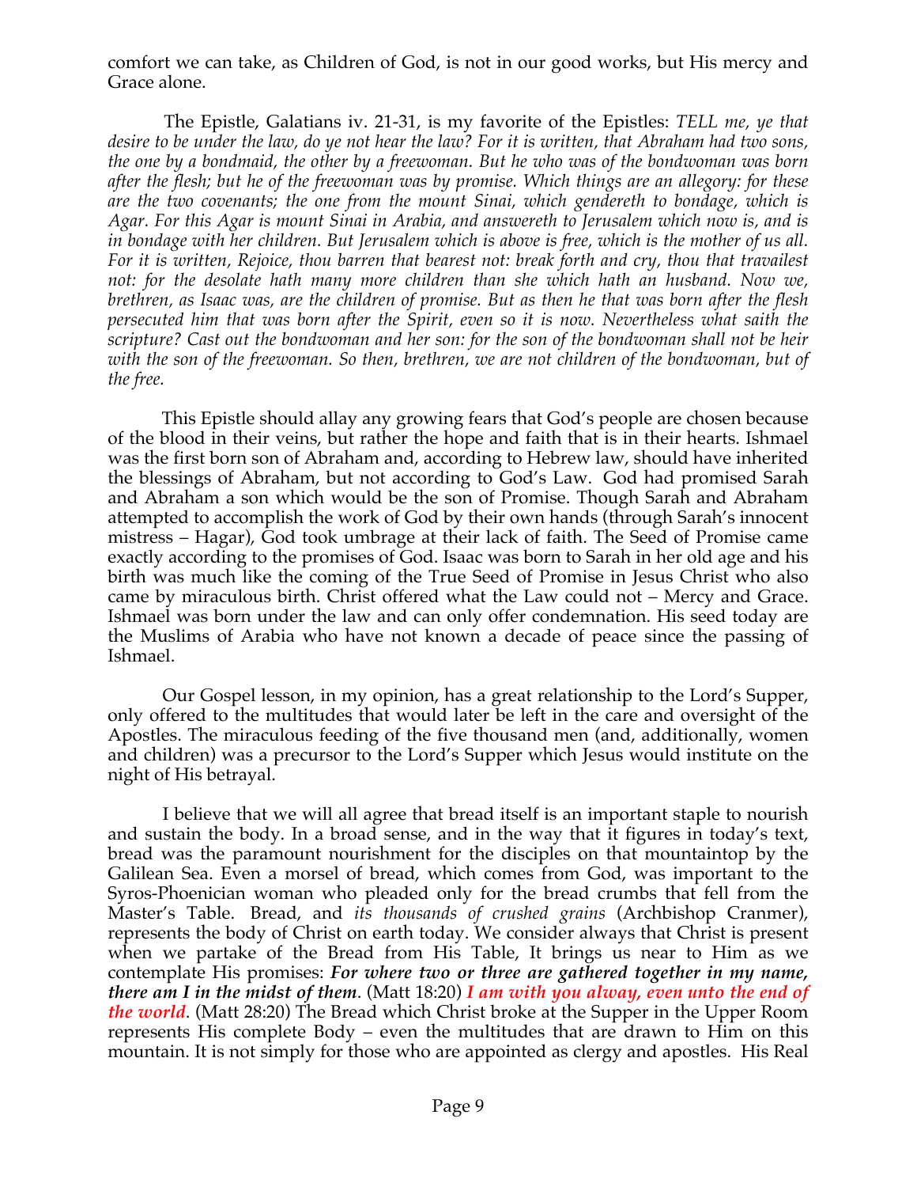comfort we can take, as Children of God, is not in our good works, but His mercy and Grace alone.

The Epistle, Galatians iv. 21-31, is my favorite of the Epistles: *TELL me, ye that desire to be under the law, do ye not hear the law? For it is written, that Abraham had two sons, the one by a bondmaid, the other by a freewoman. But he who was of the bondwoman was born after the flesh; but he of the freewoman was by promise. Which things are an allegory: for these are the two covenants; the one from the mount Sinai, which gendereth to bondage, which is Agar. For this Agar is mount Sinai in Arabia, and answereth to Jerusalem which now is, and is in bondage with her children. But Jerusalem which is above is free, which is the mother of us all. For it is written, Rejoice, thou barren that bearest not: break forth and cry, thou that travailest not: for the desolate hath many more children than she which hath an husband. Now we, brethren, as Isaac was, are the children of promise. But as then he that was born after the flesh persecuted him that was born after the Spirit, even so it is now. Nevertheless what saith the scripture? Cast out the bondwoman and her son: for the son of the bondwoman shall not be heir with the son of the freewoman. So then, brethren, we are not children of the bondwoman, but of the free.*

This Epistle should allay any growing fears that God's people are chosen because of the blood in their veins, but rather the hope and faith that is in their hearts. Ishmael was the first born son of Abraham and, according to Hebrew law, should have inherited the blessings of Abraham, but not according to God's Law. God had promised Sarah and Abraham a son which would be the son of Promise. Though Sarah and Abraham attempted to accomplish the work of God by their own hands (through Sarah's innocent mistress – Hagar), God took umbrage at their lack of faith. The Seed of Promise came exactly according to the promises of God. Isaac was born to Sarah in her old age and his birth was much like the coming of the True Seed of Promise in Jesus Christ who also came by miraculous birth. Christ offered what the Law could not – Mercy and Grace. Ishmael was born under the law and can only offer condemnation. His seed today are the Muslims of Arabia who have not known a decade of peace since the passing of Ishmael.

Our Gospel lesson, in my opinion, has a great relationship to the Lord's Supper, only offered to the multitudes that would later be left in the care and oversight of the Apostles. The miraculous feeding of the five thousand men (and, additionally, women and children) was a precursor to the Lord's Supper which Jesus would institute on the night of His betrayal.

I believe that we will all agree that bread itself is an important staple to nourish and sustain the body. In a broad sense, and in the way that it figures in today's text, bread was the paramount nourishment for the disciples on that mountaintop by the Galilean Sea. Even a morsel of bread, which comes from God, was important to the Syros-Phoenician woman who pleaded only for the bread crumbs that fell from the Master's Table. Bread, and *its thousands of crushed grains* (Archbishop Cranmer), represents the body of Christ on earth today. We consider always that Christ is present when we partake of the Bread from His Table, It brings us near to Him as we contemplate His promises: ***For where two or three are gathered together in my name, there am I in the midst of them***. (Matt 18:20) ***I am with you alway, even unto the end of the world***. (Matt 28:20) The Bread which Christ broke at the Supper in the Upper Room represents His complete Body – even the multitudes that are drawn to Him on this mountain. It is not simply for those who are appointed as clergy and apostles. His Real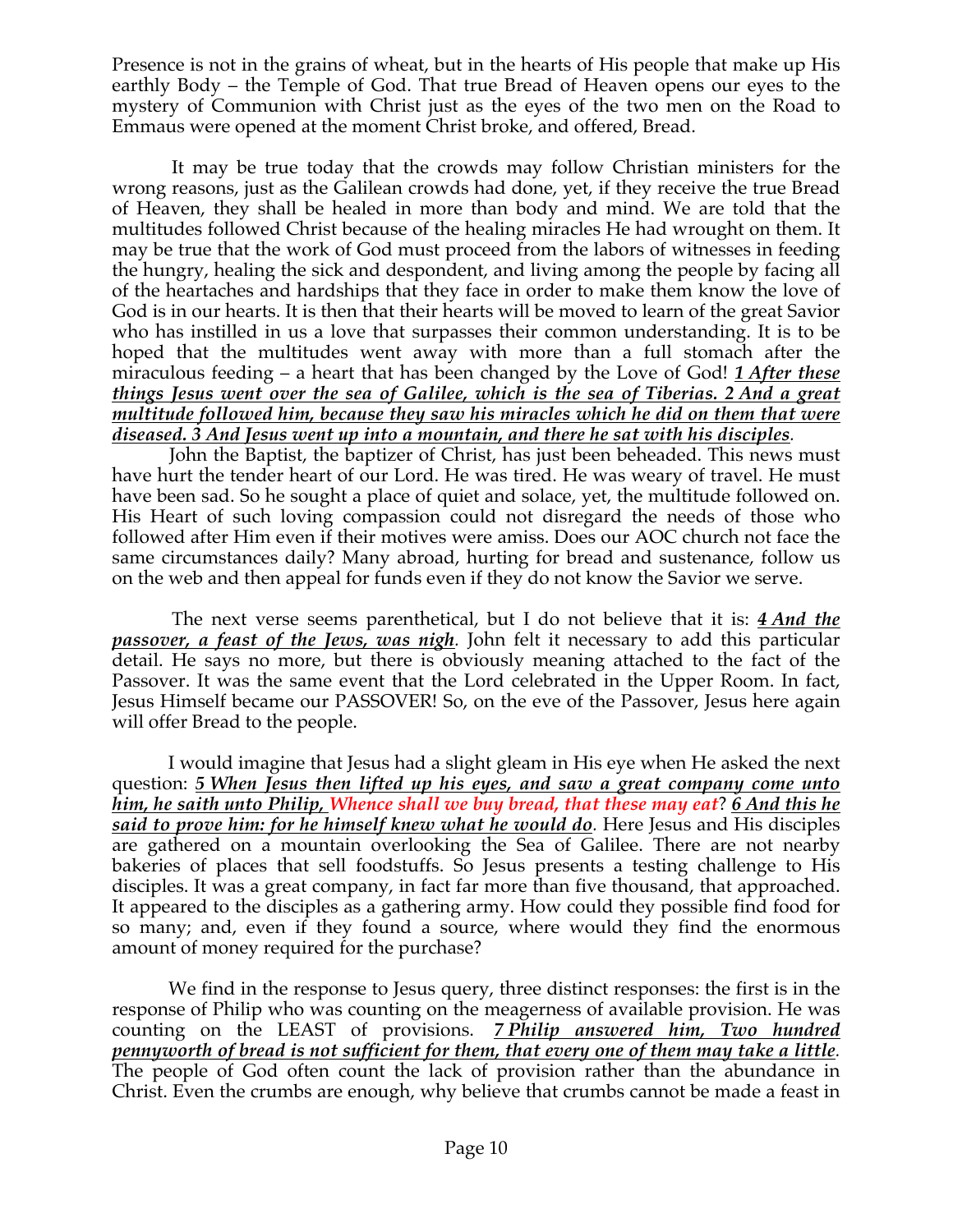Presence is not in the grains of wheat, but in the hearts of His people that make up His earthly Body – the Temple of God. That true Bread of Heaven opens our eyes to the mystery of Communion with Christ just as the eyes of the two men on the Road to Emmaus were opened at the moment Christ broke, and offered, Bread.

It may be true today that the crowds may follow Christian ministers for the wrong reasons, just as the Galilean crowds had done, yet, if they receive the true Bread of Heaven, they shall be healed in more than body and mind. We are told that the multitudes followed Christ because of the healing miracles He had wrought on them. It may be true that the work of God must proceed from the labors of witnesses in feeding the hungry, healing the sick and despondent, and living among the people by facing all of the heartaches and hardships that they face in order to make them know the love of God is in our hearts. It is then that their hearts will be moved to learn of the great Savior who has instilled in us a love that surpasses their common understanding. It is to be hoped that the multitudes went away with more than a full stomach after the miraculous feeding – a heart that has been changed by the Love of God! ***1 After these things Jesus went over the sea of Galilee, which is the sea of Tiberias. 2 And a great multitude followed him, because they saw his miracles which he did on them that were diseased. 3 And Jesus went up into a mountain, and there he sat with his disciples***.

John the Baptist, the baptizer of Christ, has just been beheaded. This news must have hurt the tender heart of our Lord. He was tired. He was weary of travel. He must have been sad. So he sought a place of quiet and solace, yet, the multitude followed on. His Heart of such loving compassion could not disregard the needs of those who followed after Him even if their motives were amiss. Does our AOC church not face the same circumstances daily? Many abroad, hurting for bread and sustenance, follow us on the web and then appeal for funds even if they do not know the Savior we serve.

The next verse seems parenthetical, but I do not believe that it is: ***4 And the passover, a feast of the Jews, was nigh***. John felt it necessary to add this particular detail. He says no more, but there is obviously meaning attached to the fact of the Passover. It was the same event that the Lord celebrated in the Upper Room. In fact, Jesus Himself became our PASSOVER! So, on the eve of the Passover, Jesus here again will offer Bread to the people.

I would imagine that Jesus had a slight gleam in His eye when He asked the next question: ***5 When Jesus then lifted up his eyes, and saw a great company come unto him, he saith unto Philip, Whence shall we buy bread, that these may eat? 6 And this he said to prove him: for he himself knew what he would do***. Here Jesus and His disciples are gathered on a mountain overlooking the Sea of Galilee. There are not nearby bakeries of places that sell foodstuffs. So Jesus presents a testing challenge to His disciples. It was a great company, in fact far more than five thousand, that approached. It appeared to the disciples as a gathering army. How could they possible find food for so many; and, even if they found a source, where would they find the enormous amount of money required for the purchase?

We find in the response to Jesus query, three distinct responses: the first is in the response of Philip who was counting on the meagerness of available provision. He was counting on the LEAST of provisions. ***7 Philip answered him, Two hundred pennyworth of bread is not sufficient for them, that every one of them may take a little***. The people of God often count the lack of provision rather than the abundance in Christ. Even the crumbs are enough, why believe that crumbs cannot be made a feast in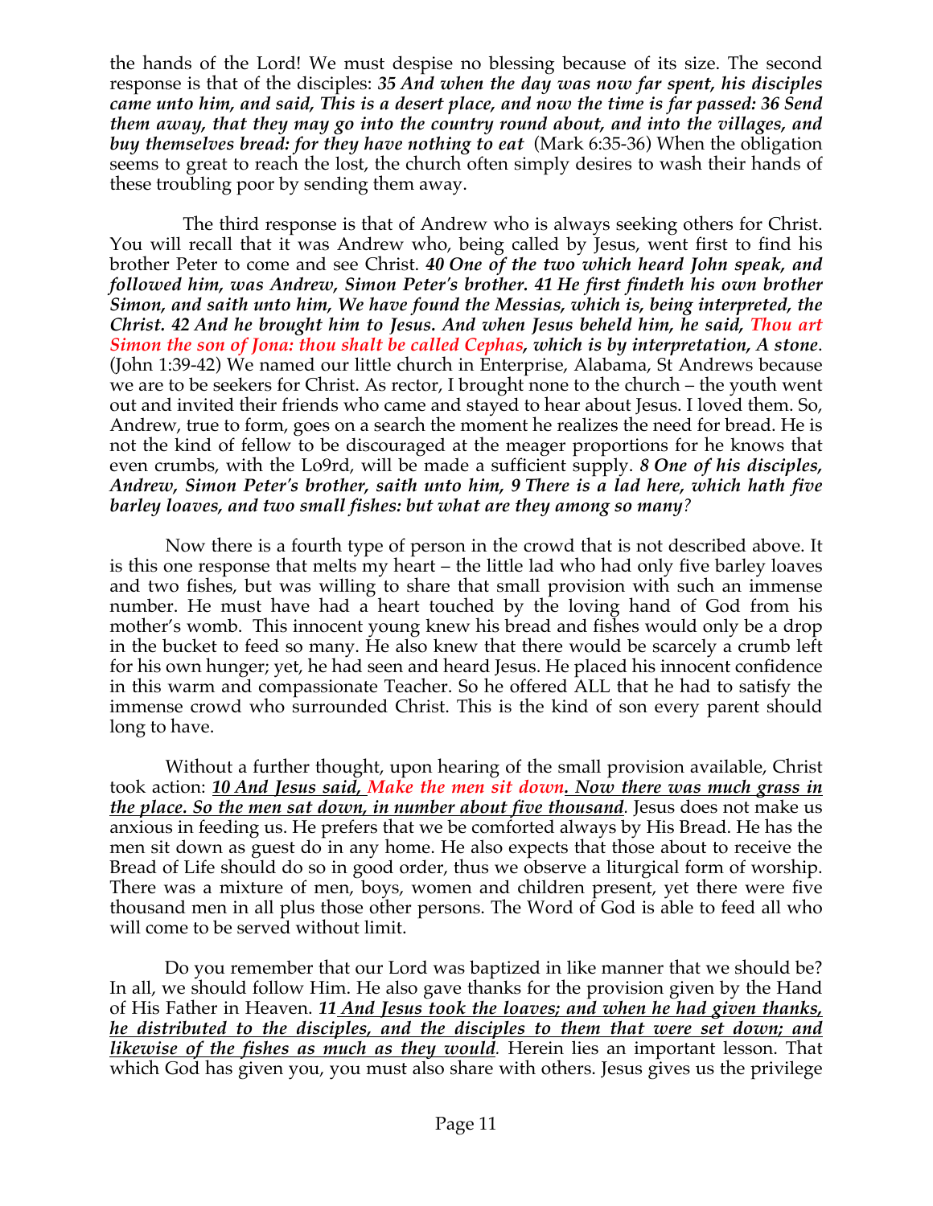the hands of the Lord! We must despise no blessing because of its size. The second response is that of the disciples: ***35 And when the day was now far spent, his disciples came unto him, and said, This is a desert place, and now the time is far passed: 36 Send them away, that they may go into the country round about, and into the villages, and buy themselves bread: for they have nothing to eat*** (Mark 6:35-36) When the obligation seems to great to reach the lost, the church often simply desires to wash their hands of these troubling poor by sending them away.

The third response is that of Andrew who is always seeking others for Christ. You will recall that it was Andrew who, being called by Jesus, went first to find his brother Peter to come and see Christ. ***40 One of the two which heard John speak, and followed him, was Andrew, Simon Peter's brother. 41 He first findeth his own brother Simon, and saith unto him, We have found the Messias, which is, being interpreted, the Christ. 42 And he brought him to Jesus. And when Jesus beheld him, he said, Thou art Simon the son of Jona: thou shalt be called Cephas, which is by interpretation, A stone***. (John 1:39-42) We named our little church in Enterprise, Alabama, St Andrews because we are to be seekers for Christ. As rector, I brought none to the church – the youth went out and invited their friends who came and stayed to hear about Jesus. I loved them. So, Andrew, true to form, goes on a search the moment he realizes the need for bread. He is not the kind of fellow to be discouraged at the meager proportions for he knows that even crumbs, with the Lo9rd, will be made a sufficient supply. ***8 One of his disciples, Andrew, Simon Peter's brother, saith unto him, 9 There is a lad here, which hath five barley loaves, and two small fishes: but what are they among so many?***

Now there is a fourth type of person in the crowd that is not described above. It is this one response that melts my heart – the little lad who had only five barley loaves and two fishes, but was willing to share that small provision with such an immense number. He must have had a heart touched by the loving hand of God from his mother's womb. This innocent young knew his bread and fishes would only be a drop in the bucket to feed so many. He also knew that there would be scarcely a crumb left for his own hunger; yet, he had seen and heard Jesus. He placed his innocent confidence in this warm and compassionate Teacher. So he offered ALL that he had to satisfy the immense crowd who surrounded Christ. This is the kind of son every parent should long to have.

Without a further thought, upon hearing of the small provision available, Christ took action: ***<u>10 And Jesus said, Make the men sit down. Now there was much grass in the place. So the men sat down, in number about five thousand</u>***. Jesus does not make us anxious in feeding us. He prefers that we be comforted always by His Bread. He has the men sit down as guest do in any home. He also expects that those about to receive the Bread of Life should do so in good order, thus we observe a liturgical form of worship. There was a mixture of men, boys, women and children present, yet there were five thousand men in all plus those other persons. The Word of God is able to feed all who will come to be served without limit.

Do you remember that our Lord was baptized in like manner that we should be? In all, we should follow Him. He also gave thanks for the provision given by the Hand of His Father in Heaven. ***<u>11 And Jesus took the loaves; and when he had given thanks, he distributed to the disciples, and the disciples to them that were set down; and likewise of the fishes as much as they would</u>***. Herein lies an important lesson. That which God has given you, you must also share with others. Jesus gives us the privilege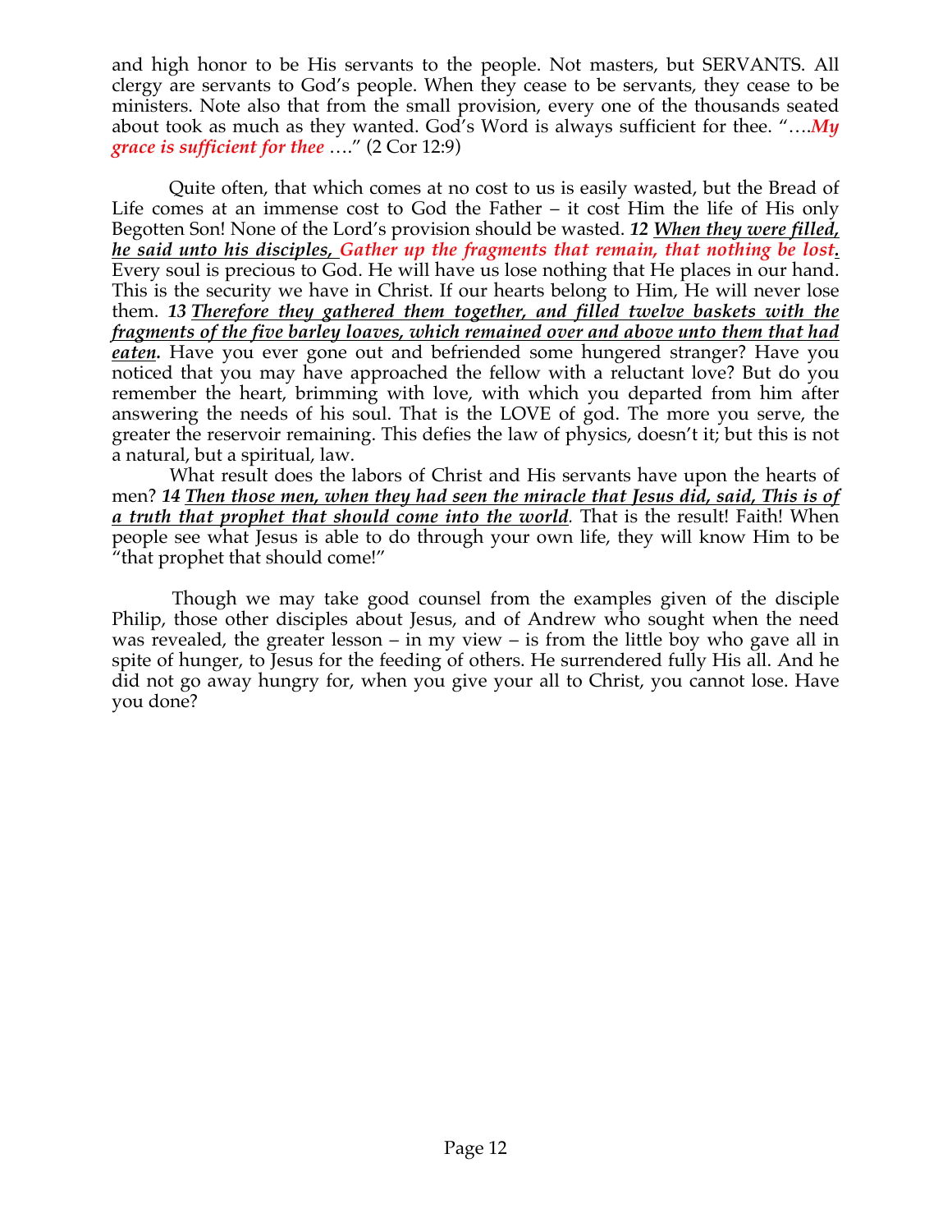and high honor to be His servants to the people. Not masters, but SERVANTS. All clergy are servants to God's people. When they cease to be servants, they cease to be ministers. Note also that from the small provision, every one of the thousands seated about took as much as they wanted. God's Word is always sufficient for thee. "….*My grace is sufficient for thee* …." (2 Cor 12:9)

Quite often, that which comes at no cost to us is easily wasted, but the Bread of Life comes at an immense cost to God the Father – it cost Him the life of His only Begotten Son! None of the Lord's provision should be wasted. ***12** __When they were filled, he said unto his disciples, Gather up the fragments that remain, that nothing be lost.__* Every soul is precious to God. He will have us lose nothing that He places in our hand. This is the security we have in Christ. If our hearts belong to Him, He will never lose them. ***13** __Therefore they gathered them together, and filled twelve baskets with the fragments of the five barley loaves, which remained over and above unto them that had eaten.__* Have you ever gone out and befriended some hungered stranger? Have you noticed that you may have approached the fellow with a reluctant love? But do you remember the heart, brimming with love, with which you departed from him after answering the needs of his soul. That is the LOVE of god. The more you serve, the greater the reservoir remaining. This defies the law of physics, doesn't it; but this is not a natural, but a spiritual, law.

What result does the labors of Christ and His servants have upon the hearts of men? ***14** __Then those men, when they had seen the miracle that Jesus did, said, This is of a truth that prophet that should come into the world.__* That is the result! Faith! When people see what Jesus is able to do through your own life, they will know Him to be "that prophet that should come!"

Though we may take good counsel from the examples given of the disciple Philip, those other disciples about Jesus, and of Andrew who sought when the need was revealed, the greater lesson – in my view – is from the little boy who gave all in spite of hunger, to Jesus for the feeding of others. He surrendered fully His all. And he did not go away hungry for, when you give your all to Christ, you cannot lose. Have you done?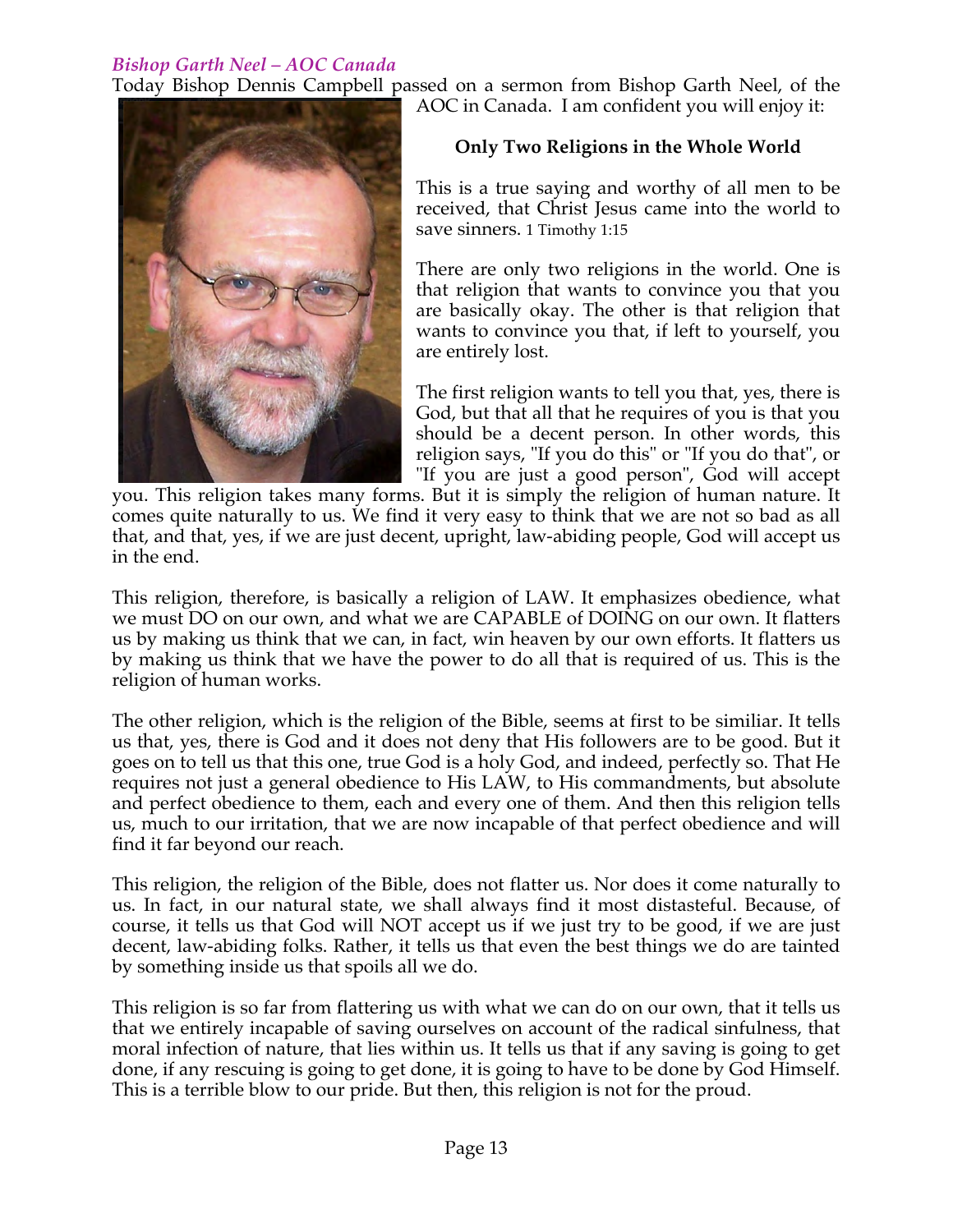### *Bishop Garth Neel – AOC Canada*

Today Bishop Dennis Campbell passed on a sermon from Bishop Garth Neel, of the AOC in Canada. I am confident you will enjoy it:

**Only Two Religions in the Whole World**

This is a true saying and worthy of all men to be received, that Christ Jesus came into the world to save sinners. 1 Timothy 1:15

There are only two religions in the world. One is that religion that wants to convince you that you are basically okay. The other is that religion that wants to convince you that, if left to yourself, you are entirely lost.

The first religion wants to tell you that, yes, there is God, but that all that he requires of you is that you should be a decent person. In other words, this religion says, "If you do this" or "If you do that", or "If you are just a good person", God will accept you. This religion takes many forms. But it is simply the religion of human nature. It comes quite naturally to us. We find it very easy to think that we are not so bad as all that, and that, yes, if we are just decent, upright, law-abiding people, God will accept us in the end.

This religion, therefore, is basically a religion of LAW. It emphasizes obedience, what we must DO on our own, and what we are CAPABLE of DOING on our own. It flatters us by making us think that we can, in fact, win heaven by our own efforts. It flatters us by making us think that we have the power to do all that is required of us. This is the religion of human works.

The other religion, which is the religion of the Bible, seems at first to be similiar. It tells us that, yes, there is God and it does not deny that His followers are to be good. But it goes on to tell us that this one, true God is a holy God, and indeed, perfectly so. That He requires not just a general obedience to His LAW, to His commandments, but absolute and perfect obedience to them, each and every one of them. And then this religion tells us, much to our irritation, that we are now incapable of that perfect obedience and will find it far beyond our reach.

This religion, the religion of the Bible, does not flatter us. Nor does it come naturally to us. In fact, in our natural state, we shall always find it most distasteful. Because, of course, it tells us that God will NOT accept us if we just try to be good, if we are just decent, law-abiding folks. Rather, it tells us that even the best things we do are tainted by something inside us that spoils all we do.

This religion is so far from flattering us with what we can do on our own, that it tells us that we entirely incapable of saving ourselves on account of the radical sinfulness, that moral infection of nature, that lies within us. It tells us that if any saving is going to get done, if any rescuing is going to get done, it is going to have to be done by God Himself. This is a terrible blow to our pride. But then, this religion is not for the proud.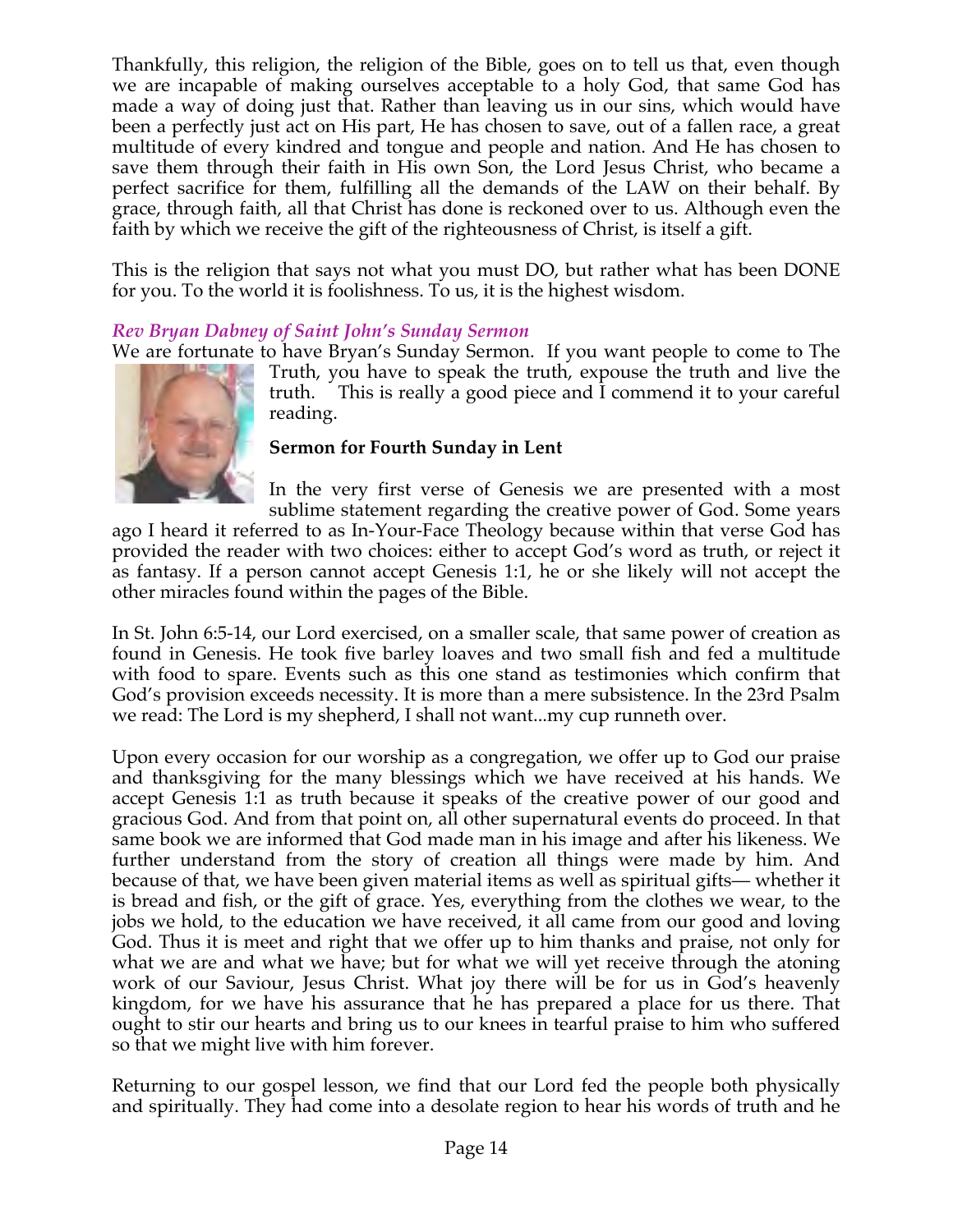Thankfully, this religion, the religion of the Bible, goes on to tell us that, even though we are incapable of making ourselves acceptable to a holy God, that same God has made a way of doing just that. Rather than leaving us in our sins, which would have been a perfectly just act on His part, He has chosen to save, out of a fallen race, a great multitude of every kindred and tongue and people and nation. And He has chosen to save them through their faith in His own Son, the Lord Jesus Christ, who became a perfect sacrifice for them, fulfilling all the demands of the LAW on their behalf. By grace, through faith, all that Christ has done is reckoned over to us. Although even the faith by which we receive the gift of the righteousness of Christ, is itself a gift.

This is the religion that says not what you must DO, but rather what has been DONE for you. To the world it is foolishness. To us, it is the highest wisdom.

*Rev Bryan Dabney of Saint John's Sunday Sermon*

We are fortunate to have Bryan's Sunday Sermon. If you want people to come to The Truth, you have to speak the truth, expouse the truth and live the truth. This is really a good piece and I commend it to your careful reading.

**Sermon for Fourth Sunday in Lent**

In the very first verse of Genesis we are presented with a most sublime statement regarding the creative power of God. Some years ago I heard it referred to as In-Your-Face Theology because within that verse God has provided the reader with two choices: either to accept God's word as truth, or reject it as fantasy. If a person cannot accept Genesis 1:1, he or she likely will not accept the other miracles found within the pages of the Bible.

In St. John 6:5-14, our Lord exercised, on a smaller scale, that same power of creation as found in Genesis. He took five barley loaves and two small fish and fed a multitude with food to spare. Events such as this one stand as testimonies which confirm that God's provision exceeds necessity. It is more than a mere subsistence. In the 23rd Psalm we read: The Lord is my shepherd, I shall not want...my cup runneth over.

Upon every occasion for our worship as a congregation, we offer up to God our praise and thanksgiving for the many blessings which we have received at his hands. We accept Genesis 1:1 as truth because it speaks of the creative power of our good and gracious God. And from that point on, all other supernatural events do proceed. In that same book we are informed that God made man in his image and after his likeness. We further understand from the story of creation all things were made by him. And because of that, we have been given material items as well as spiritual gifts— whether it is bread and fish, or the gift of grace. Yes, everything from the clothes we wear, to the jobs we hold, to the education we have received, it all came from our good and loving God. Thus it is meet and right that we offer up to him thanks and praise, not only for what we are and what we have; but for what we will yet receive through the atoning work of our Saviour, Jesus Christ. What joy there will be for us in God's heavenly kingdom, for we have his assurance that he has prepared a place for us there. That ought to stir our hearts and bring us to our knees in tearful praise to him who suffered so that we might live with him forever.

Returning to our gospel lesson, we find that our Lord fed the people both physically and spiritually. They had come into a desolate region to hear his words of truth and he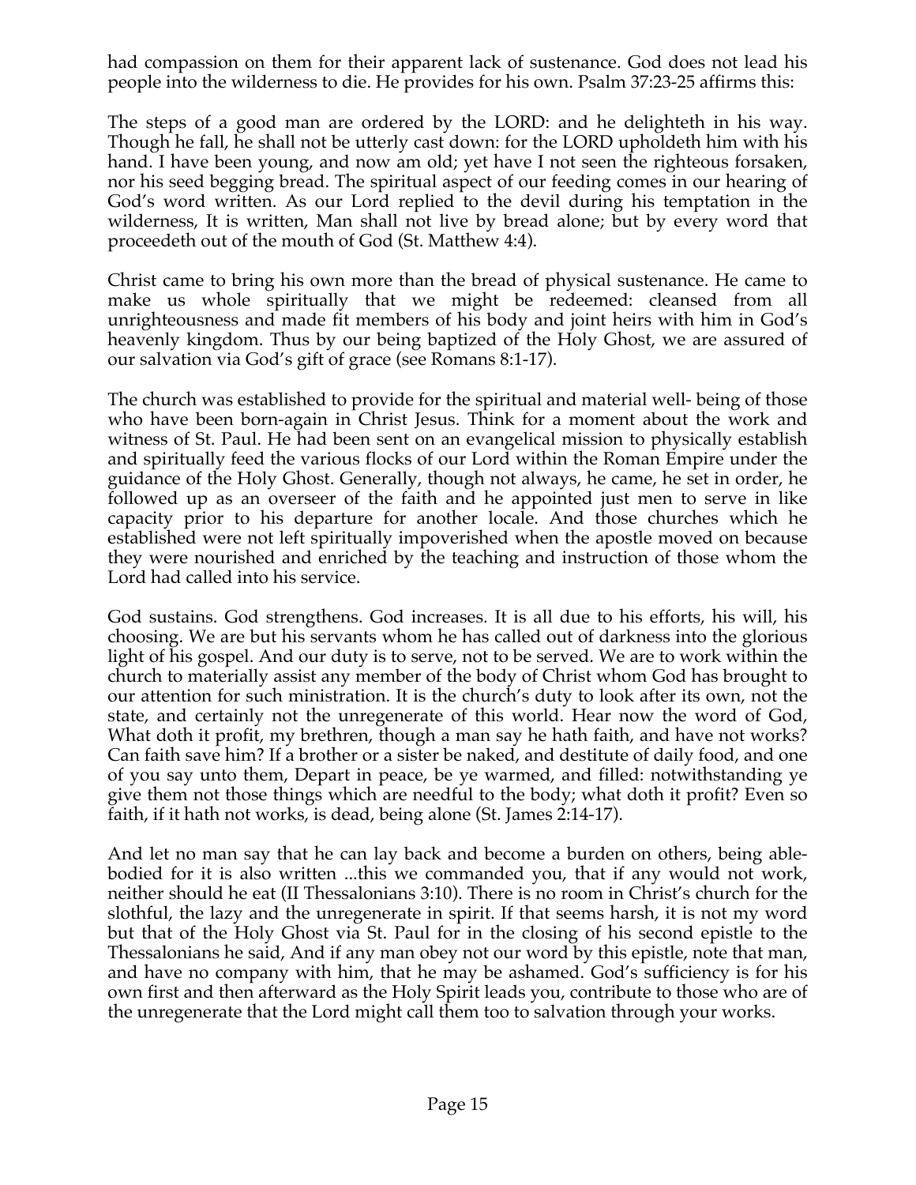had compassion on them for their apparent lack of sustenance. God does not lead his people into the wilderness to die. He provides for his own. Psalm 37:23-25 affirms this:

The steps of a good man are ordered by the LORD: and he delighteth in his way. Though he fall, he shall not be utterly cast down: for the LORD upholdeth him with his hand. I have been young, and now am old; yet have I not seen the righteous forsaken, nor his seed begging bread. The spiritual aspect of our feeding comes in our hearing of God's word written. As our Lord replied to the devil during his temptation in the wilderness, It is written, Man shall not live by bread alone; but by every word that proceedeth out of the mouth of God (St. Matthew 4:4).

Christ came to bring his own more than the bread of physical sustenance. He came to make us whole spiritually that we might be redeemed: cleansed from all unrighteousness and made fit members of his body and joint heirs with him in God's heavenly kingdom. Thus by our being baptized of the Holy Ghost, we are assured of our salvation via God's gift of grace (see Romans 8:1-17).

The church was established to provide for the spiritual and material well- being of those who have been born-again in Christ Jesus. Think for a moment about the work and witness of St. Paul. He had been sent on an evangelical mission to physically establish and spiritually feed the various flocks of our Lord within the Roman Empire under the guidance of the Holy Ghost. Generally, though not always, he came, he set in order, he followed up as an overseer of the faith and he appointed just men to serve in like capacity prior to his departure for another locale. And those churches which he established were not left spiritually impoverished when the apostle moved on because they were nourished and enriched by the teaching and instruction of those whom the Lord had called into his service.

God sustains. God strengthens. God increases. It is all due to his efforts, his will, his choosing. We are but his servants whom he has called out of darkness into the glorious light of his gospel. And our duty is to serve, not to be served. We are to work within the church to materially assist any member of the body of Christ whom God has brought to our attention for such ministration. It is the church's duty to look after its own, not the state, and certainly not the unregenerate of this world. Hear now the word of God, What doth it profit, my brethren, though a man say he hath faith, and have not works? Can faith save him? If a brother or a sister be naked, and destitute of daily food, and one of you say unto them, Depart in peace, be ye warmed, and filled: notwithstanding ye give them not those things which are needful to the body; what doth it profit? Even so faith, if it hath not works, is dead, being alone (St. James 2:14-17).

And let no man say that he can lay back and become a burden on others, being able-bodied for it is also written ...this we commanded you, that if any would not work, neither should he eat (II Thessalonians 3:10). There is no room in Christ's church for the slothful, the lazy and the unregenerate in spirit. If that seems harsh, it is not my word but that of the Holy Ghost via St. Paul for in the closing of his second epistle to the Thessalonians he said, And if any man obey not our word by this epistle, note that man, and have no company with him, that he may be ashamed. God's sufficiency is for his own first and then afterward as the Holy Spirit leads you, contribute to those who are of the unregenerate that the Lord might call them too to salvation through your works.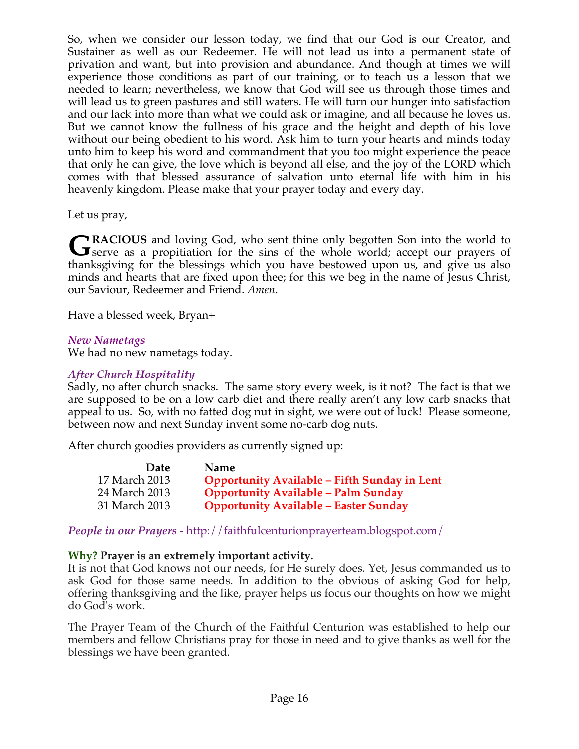So, when we consider our lesson today, we find that our God is our Creator, and Sustainer as well as our Redeemer. He will not lead us into a permanent state of privation and want, but into provision and abundance. And though at times we will experience those conditions as part of our training, or to teach us a lesson that we needed to learn; nevertheless, we know that God will see us through those times and will lead us to green pastures and still waters. He will turn our hunger into satisfaction and our lack into more than what we could ask or imagine, and all because he loves us. But we cannot know the fullness of his grace and the height and depth of his love without our being obedient to his word. Ask him to turn your hearts and minds today unto him to keep his word and commandment that you too might experience the peace that only he can give, the love which is beyond all else, and the joy of the LORD which comes with that blessed assurance of salvation unto eternal life with him in his heavenly kingdom. Please make that your prayer today and every day.

Let us pray,

**GRACIOUS** and loving God, who sent thine only begotten Son into the world to serve as a propitiation for the sins of the whole world; accept our prayers of thanksgiving for the blessings which you have bestowed upon us, and give us also minds and hearts that are fixed upon thee; for this we beg in the name of Jesus Christ, our Saviour, Redeemer and Friend. *Amen.*

Have a blessed week, Bryan+

### *New Nametags*

We had no new nametags today.

### *After Church Hospitality*

Sadly, no after church snacks. The same story every week, is it not? The fact is that we are supposed to be on a low carb diet and there really aren't any low carb snacks that appeal to us. So, with no fatted dog nut in sight, we were out of luck! Please someone, between now and next Sunday invent some no-carb dog nuts.

After church goodies providers as currently signed up:

| Date | Name |
|---|---|
| 17 March 2013 | **Opportunity Available – Fifth Sunday in Lent** |
| 24 March 2013 | **Opportunity Available – Palm Sunday** |
| 31 March 2013 | **Opportunity Available – Easter Sunday** |

***People in our Prayers*** - http://faithfulcenturionprayerteam.blogspot.com/

**Why? Prayer is an extremely important activity.**
It is not that God knows not our needs, for He surely does. Yet, Jesus commanded us to ask God for those same needs. In addition to the obvious of asking God for help, offering thanksgiving and the like, prayer helps us focus our thoughts on how we might do God's work.

The Prayer Team of the Church of the Faithful Centurion was established to help our members and fellow Christians pray for those in need and to give thanks as well for the blessings we have been granted.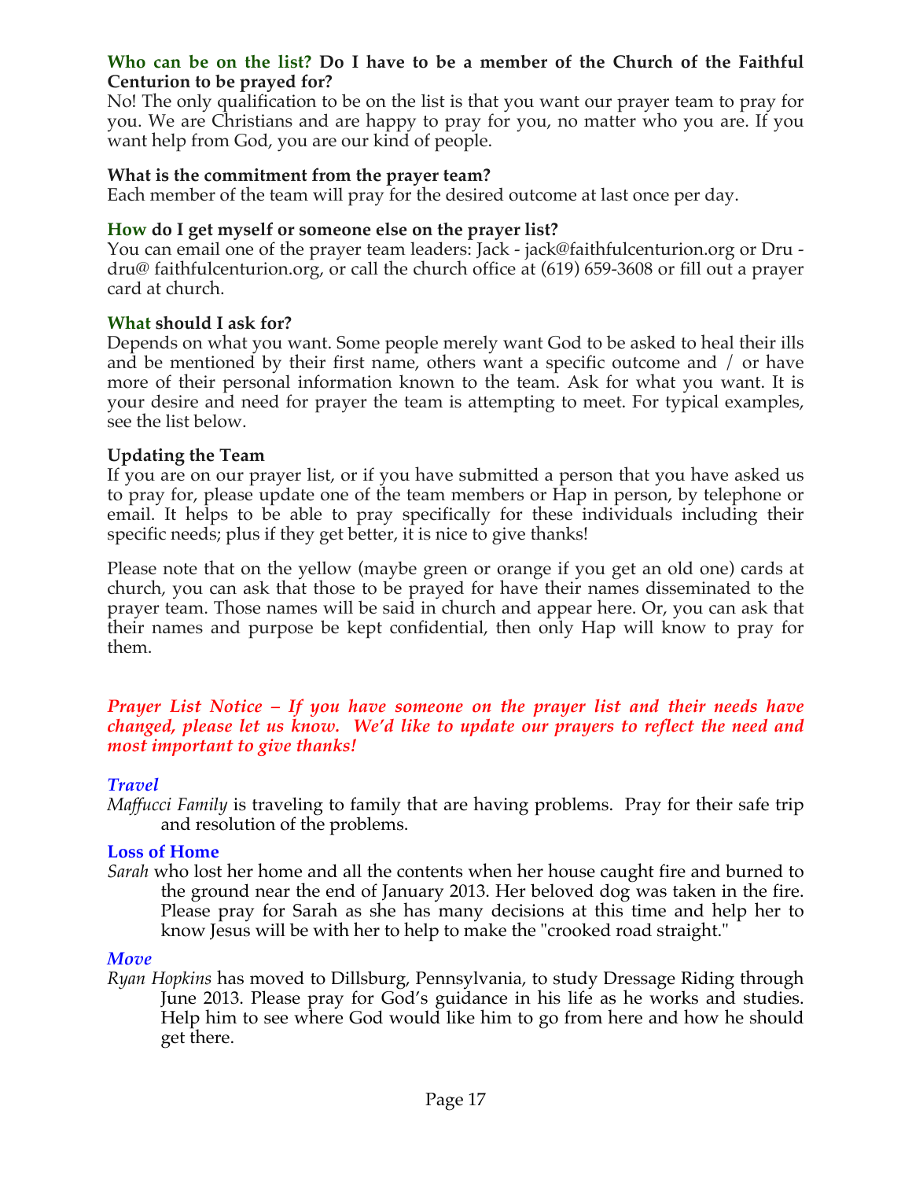**Who can be on the list? Do I have to be a member of the Church of the Faithful Centurion to be prayed for?**

No! The only qualification to be on the list is that you want our prayer team to pray for you. We are Christians and are happy to pray for you, no matter who you are. If you want help from God, you are our kind of people.

**What is the commitment from the prayer team?**

Each member of the team will pray for the desired outcome at last once per day.

**How do I get myself or someone else on the prayer list?**

You can email one of the prayer team leaders: Jack - jack@faithfulcenturion.org or Dru - dru@ faithfulcenturion.org, or call the church office at (619) 659-3608 or fill out a prayer card at church.

**What should I ask for?**

Depends on what you want. Some people merely want God to be asked to heal their ills and be mentioned by their first name, others want a specific outcome and / or have more of their personal information known to the team. Ask for what you want. It is your desire and need for prayer the team is attempting to meet. For typical examples, see the list below.

**Updating the Team**

If you are on our prayer list, or if you have submitted a person that you have asked us to pray for, please update one of the team members or Hap in person, by telephone or email. It helps to be able to pray specifically for these individuals including their specific needs; plus if they get better, it is nice to give thanks!

Please note that on the yellow (maybe green or orange if you get an old one) cards at church, you can ask that those to be prayed for have their names disseminated to the prayer team. Those names will be said in church and appear here. Or, you can ask that their names and purpose be kept confidential, then only Hap will know to pray for them.

***Prayer List Notice – If you have someone on the prayer list and their needs have changed, please let us know. We'd like to update our prayers to reflect the need and most important to give thanks!***

***Travel***

*Maffucci Family* is traveling to family that are having problems. Pray for their safe trip and resolution of the problems.

**Loss of Home**

*Sarah* who lost her home and all the contents when her house caught fire and burned to the ground near the end of January 2013. Her beloved dog was taken in the fire. Please pray for Sarah as she has many decisions at this time and help her to know Jesus will be with her to help to make the "crooked road straight."

***Move***

*Ryan Hopkins* has moved to Dillsburg, Pennsylvania, to study Dressage Riding through June 2013. Please pray for God's guidance in his life as he works and studies. Help him to see where God would like him to go from here and how he should get there.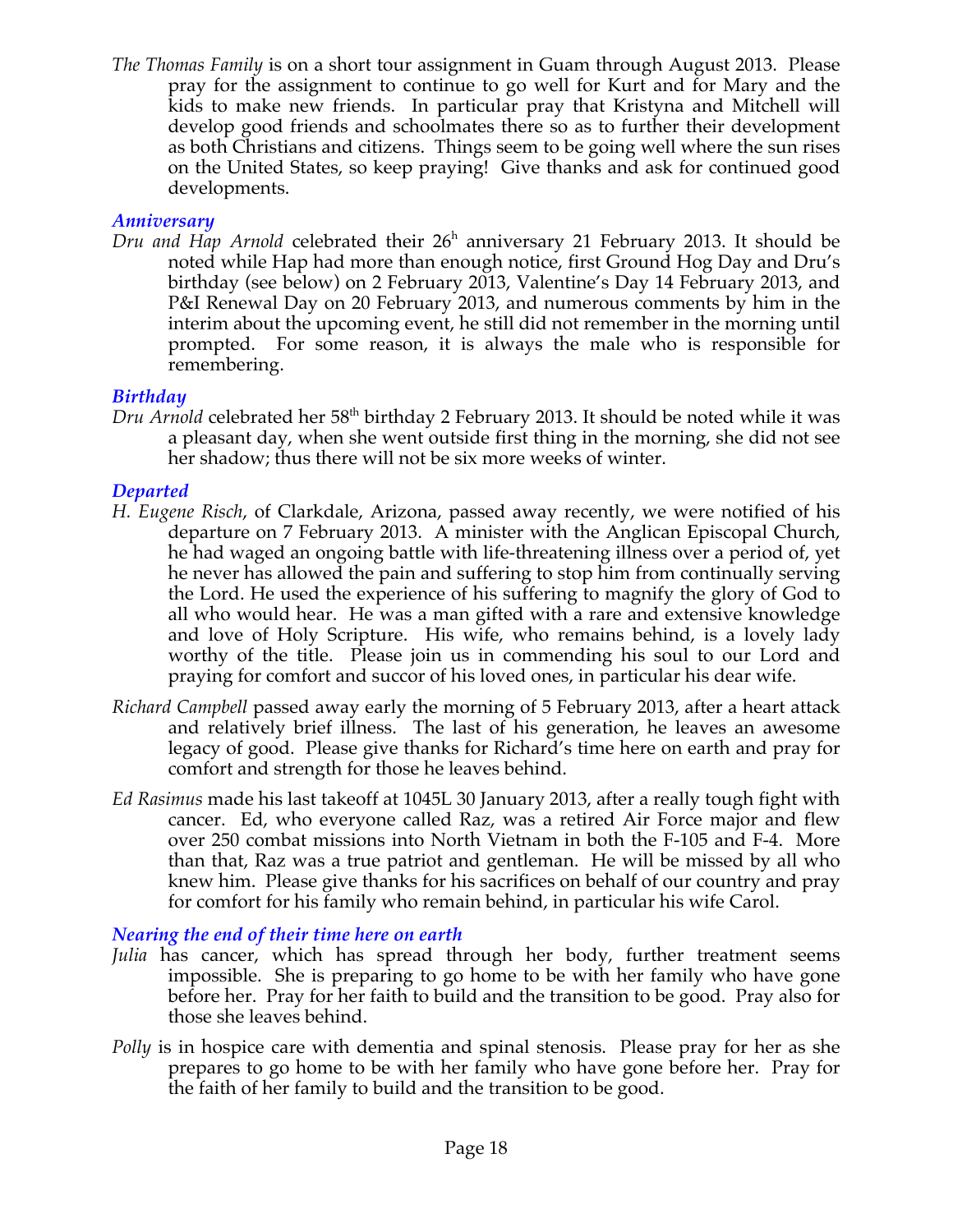*The Thomas Family* is on a short tour assignment in Guam through August 2013. Please pray for the assignment to continue to go well for Kurt and for Mary and the kids to make new friends. In particular pray that Kristyna and Mitchell will develop good friends and schoolmates there so as to further their development as both Christians and citizens. Things seem to be going well where the sun rises on the United States, so keep praying! Give thanks and ask for continued good developments.

### *Anniversary*

*Dru and Hap Arnold* celebrated their 26h anniversary 21 February 2013. It should be noted while Hap had more than enough notice, first Ground Hog Day and Dru's birthday (see below) on 2 February 2013, Valentine's Day 14 February 2013, and P&I Renewal Day on 20 February 2013, and numerous comments by him in the interim about the upcoming event, he still did not remember in the morning until prompted. For some reason, it is always the male who is responsible for remembering.

### *Birthday*

*Dru Arnold* celebrated her 58th birthday 2 February 2013. It should be noted while it was a pleasant day, when she went outside first thing in the morning, she did not see her shadow; thus there will not be six more weeks of winter.

### *Departed*

*H. Eugene Risch*, of Clarkdale, Arizona, passed away recently, we were notified of his departure on 7 February 2013. A minister with the Anglican Episcopal Church, he had waged an ongoing battle with life-threatening illness over a period of, yet he never has allowed the pain and suffering to stop him from continually serving the Lord. He used the experience of his suffering to magnify the glory of God to all who would hear. He was a man gifted with a rare and extensive knowledge and love of Holy Scripture. His wife, who remains behind, is a lovely lady worthy of the title. Please join us in commending his soul to our Lord and praying for comfort and succor of his loved ones, in particular his dear wife.

*Richard Campbell* passed away early the morning of 5 February 2013, after a heart attack and relatively brief illness. The last of his generation, he leaves an awesome legacy of good. Please give thanks for Richard's time here on earth and pray for comfort and strength for those he leaves behind.

*Ed Rasimus* made his last takeoff at 1045L 30 January 2013, after a really tough fight with cancer. Ed, who everyone called Raz, was a retired Air Force major and flew over 250 combat missions into North Vietnam in both the F-105 and F-4. More than that, Raz was a true patriot and gentleman. He will be missed by all who knew him. Please give thanks for his sacrifices on behalf of our country and pray for comfort for his family who remain behind, in particular his wife Carol.

### *Nearing the end of their time here on earth*

*Julia* has cancer, which has spread through her body, further treatment seems impossible. She is preparing to go home to be with her family who have gone before her. Pray for her faith to build and the transition to be good. Pray also for those she leaves behind.

*Polly* is in hospice care with dementia and spinal stenosis. Please pray for her as she prepares to go home to be with her family who have gone before her. Pray for the faith of her family to build and the transition to be good.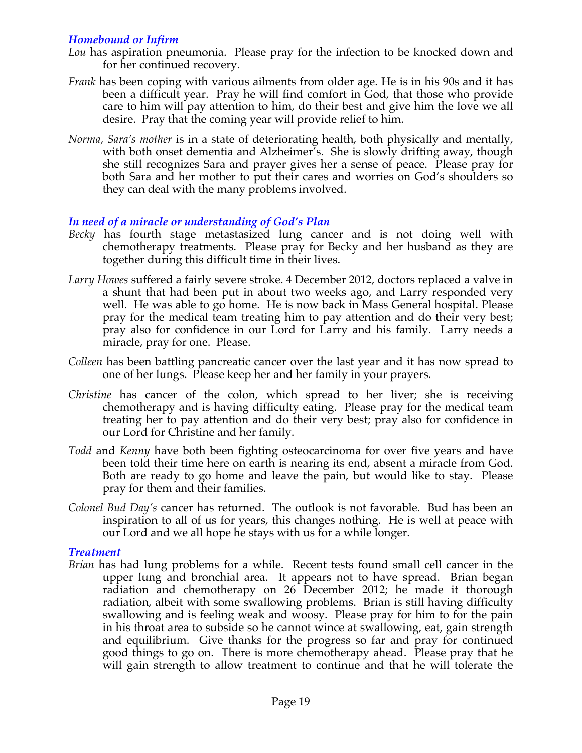### *Homebound or Infirm*

*Lou* has aspiration pneumonia. Please pray for the infection to be knocked down and for her continued recovery.

*Frank* has been coping with various ailments from older age. He is in his 90s and it has been a difficult year. Pray he will find comfort in God, that those who provide care to him will pay attention to him, do their best and give him the love we all desire. Pray that the coming year will provide relief to him.

*Norma, Sara's mother* is in a state of deteriorating health, both physically and mentally, with both onset dementia and Alzheimer's. She is slowly drifting away, though she still recognizes Sara and prayer gives her a sense of peace. Please pray for both Sara and her mother to put their cares and worries on God's shoulders so they can deal with the many problems involved.

### *In need of a miracle or understanding of God's Plan*

*Becky* has fourth stage metastasized lung cancer and is not doing well with chemotherapy treatments. Please pray for Becky and her husband as they are together during this difficult time in their lives.

*Larry Howes* suffered a fairly severe stroke. 4 December 2012, doctors replaced a valve in a shunt that had been put in about two weeks ago, and Larry responded very well. He was able to go home. He is now back in Mass General hospital. Please pray for the medical team treating him to pay attention and do their very best; pray also for confidence in our Lord for Larry and his family. Larry needs a miracle, pray for one. Please.

*Colleen* has been battling pancreatic cancer over the last year and it has now spread to one of her lungs. Please keep her and her family in your prayers.

*Christine* has cancer of the colon, which spread to her liver; she is receiving chemotherapy and is having difficulty eating. Please pray for the medical team treating her to pay attention and do their very best; pray also for confidence in our Lord for Christine and her family.

*Todd* and *Kenny* have both been fighting osteocarcinoma for over five years and have been told their time here on earth is nearing its end, absent a miracle from God. Both are ready to go home and leave the pain, but would like to stay. Please pray for them and their families.

*Colonel Bud Day's* cancer has returned. The outlook is not favorable. Bud has been an inspiration to all of us for years, this changes nothing. He is well at peace with our Lord and we all hope he stays with us for a while longer.

### *Treatment*

*Brian* has had lung problems for a while. Recent tests found small cell cancer in the upper lung and bronchial area. It appears not to have spread. Brian began radiation and chemotherapy on 26 December 2012; he made it thorough radiation, albeit with some swallowing problems. Brian is still having difficulty swallowing and is feeling weak and woosy. Please pray for him to for the pain in his throat area to subside so he cannot wince at swallowing, eat, gain strength and equilibrium. Give thanks for the progress so far and pray for continued good things to go on. There is more chemotherapy ahead. Please pray that he will gain strength to allow treatment to continue and that he will tolerate the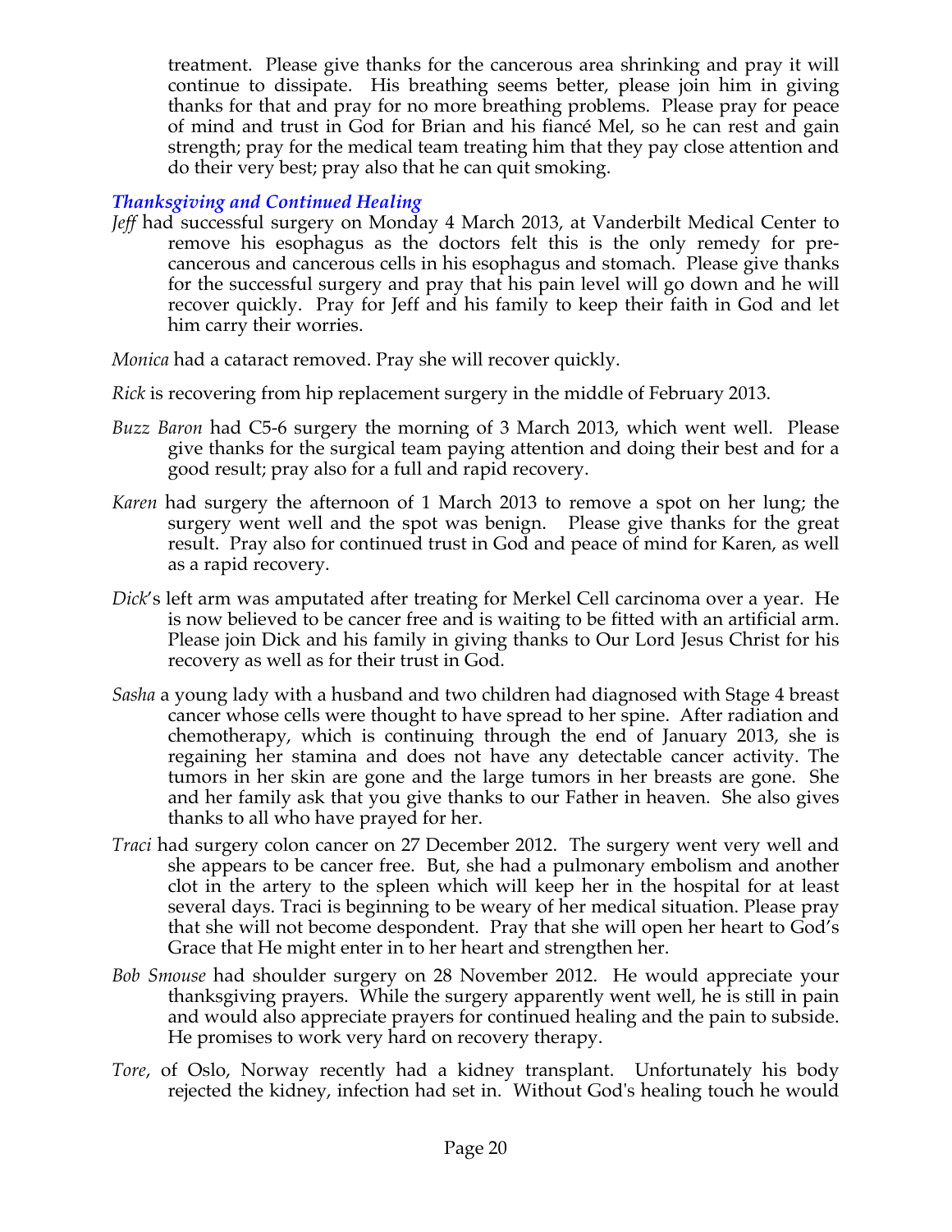treatment. Please give thanks for the cancerous area shrinking and pray it will continue to dissipate. His breathing seems better, please join him in giving thanks for that and pray for no more breathing problems. Please pray for peace of mind and trust in God for Brian and his fiancé Mel, so he can rest and gain strength; pray for the medical team treating him that they pay close attention and do their very best; pray also that he can quit smoking.

### *Thanksgiving and Continued Healing*

*Jeff* had successful surgery on Monday 4 March 2013, at Vanderbilt Medical Center to remove his esophagus as the doctors felt this is the only remedy for pre-cancerous and cancerous cells in his esophagus and stomach. Please give thanks for the successful surgery and pray that his pain level will go down and he will recover quickly. Pray for Jeff and his family to keep their faith in God and let him carry their worries.

*Monica* had a cataract removed. Pray she will recover quickly.

*Rick* is recovering from hip replacement surgery in the middle of February 2013.

*Buzz Baron* had C5-6 surgery the morning of 3 March 2013, which went well. Please give thanks for the surgical team paying attention and doing their best and for a good result; pray also for a full and rapid recovery.

*Karen* had surgery the afternoon of 1 March 2013 to remove a spot on her lung; the surgery went well and the spot was benign. Please give thanks for the great result. Pray also for continued trust in God and peace of mind for Karen, as well as a rapid recovery.

*Dick*'s left arm was amputated after treating for Merkel Cell carcinoma over a year. He is now believed to be cancer free and is waiting to be fitted with an artificial arm. Please join Dick and his family in giving thanks to Our Lord Jesus Christ for his recovery as well as for their trust in God.

*Sasha* a young lady with a husband and two children had diagnosed with Stage 4 breast cancer whose cells were thought to have spread to her spine. After radiation and chemotherapy, which is continuing through the end of January 2013, she is regaining her stamina and does not have any detectable cancer activity. The tumors in her skin are gone and the large tumors in her breasts are gone. She and her family ask that you give thanks to our Father in heaven. She also gives thanks to all who have prayed for her.

*Traci* had surgery colon cancer on 27 December 2012. The surgery went very well and she appears to be cancer free. But, she had a pulmonary embolism and another clot in the artery to the spleen which will keep her in the hospital for at least several days. Traci is beginning to be weary of her medical situation. Please pray that she will not become despondent. Pray that she will open her heart to God's Grace that He might enter in to her heart and strengthen her.

*Bob Smouse* had shoulder surgery on 28 November 2012. He would appreciate your thanksgiving prayers. While the surgery apparently went well, he is still in pain and would also appreciate prayers for continued healing and the pain to subside. He promises to work very hard on recovery therapy.

*Tore*, of Oslo, Norway recently had a kidney transplant. Unfortunately his body rejected the kidney, infection had set in. Without God's healing touch he would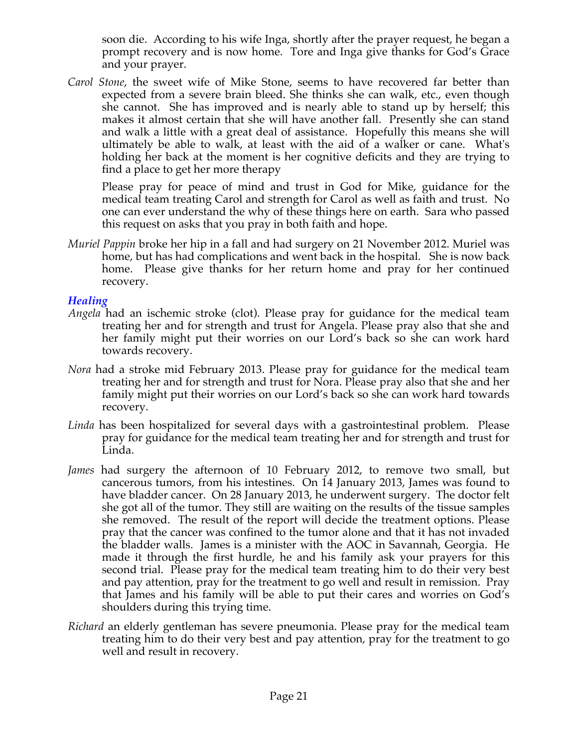soon die. According to his wife Inga, shortly after the prayer request, he began a prompt recovery and is now home. Tore and Inga give thanks for God's Grace and your prayer.

*Carol Stone*, the sweet wife of Mike Stone, seems to have recovered far better than expected from a severe brain bleed. She thinks she can walk, etc., even though she cannot. She has improved and is nearly able to stand up by herself; this makes it almost certain that she will have another fall. Presently she can stand and walk a little with a great deal of assistance. Hopefully this means she will ultimately be able to walk, at least with the aid of a walker or cane. What's holding her back at the moment is her cognitive deficits and they are trying to find a place to get her more therapy

Please pray for peace of mind and trust in God for Mike, guidance for the medical team treating Carol and strength for Carol as well as faith and trust. No one can ever understand the why of these things here on earth. Sara who passed this request on asks that you pray in both faith and hope.

*Muriel Pappin* broke her hip in a fall and had surgery on 21 November 2012. Muriel was home, but has had complications and went back in the hospital. She is now back home. Please give thanks for her return home and pray for her continued recovery.

### *Healing*

*Angela* had an ischemic stroke (clot). Please pray for guidance for the medical team treating her and for strength and trust for Angela. Please pray also that she and her family might put their worries on our Lord's back so she can work hard towards recovery.

*Nora* had a stroke mid February 2013. Please pray for guidance for the medical team treating her and for strength and trust for Nora. Please pray also that she and her family might put their worries on our Lord's back so she can work hard towards recovery.

*Linda* has been hospitalized for several days with a gastrointestinal problem. Please pray for guidance for the medical team treating her and for strength and trust for Linda.

*James* had surgery the afternoon of 10 February 2012, to remove two small, but cancerous tumors, from his intestines. On 14 January 2013, James was found to have bladder cancer. On 28 January 2013, he underwent surgery. The doctor felt she got all of the tumor. They still are waiting on the results of the tissue samples she removed. The result of the report will decide the treatment options. Please pray that the cancer was confined to the tumor alone and that it has not invaded the bladder walls. James is a minister with the AOC in Savannah, Georgia. He made it through the first hurdle, he and his family ask your prayers for this second trial. Please pray for the medical team treating him to do their very best and pay attention, pray for the treatment to go well and result in remission. Pray that James and his family will be able to put their cares and worries on God's shoulders during this trying time.

*Richard* an elderly gentleman has severe pneumonia. Please pray for the medical team treating him to do their very best and pay attention, pray for the treatment to go well and result in recovery.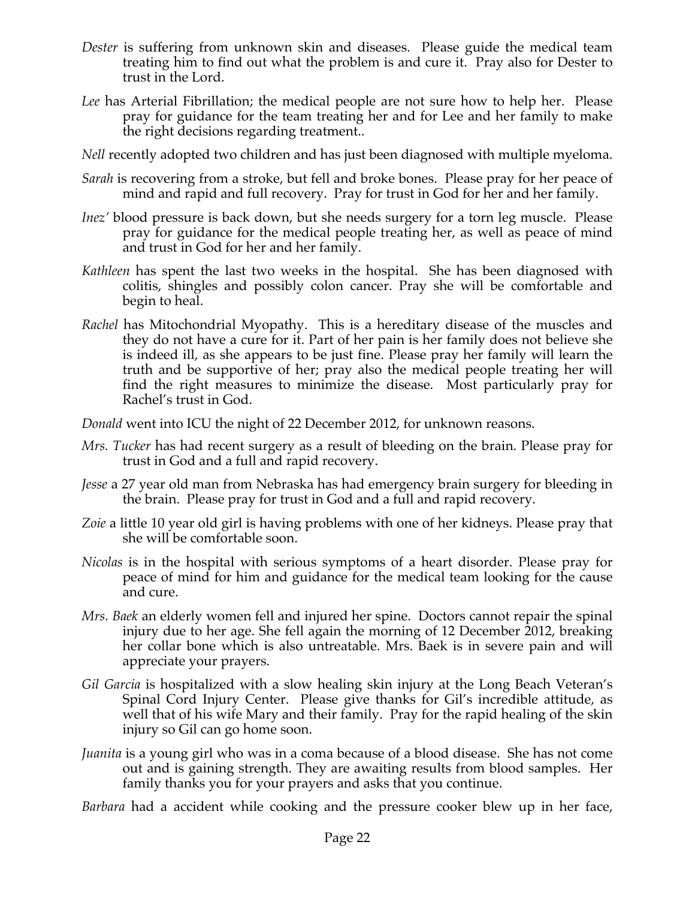*Dester* is suffering from unknown skin and diseases. Please guide the medical team treating him to find out what the problem is and cure it. Pray also for Dester to trust in the Lord.

*Lee* has Arterial Fibrillation; the medical people are not sure how to help her. Please pray for guidance for the team treating her and for Lee and her family to make the right decisions regarding treatment..

*Nell* recently adopted two children and has just been diagnosed with multiple myeloma.

*Sarah* is recovering from a stroke, but fell and broke bones. Please pray for her peace of mind and rapid and full recovery. Pray for trust in God for her and her family.

*Inez'* blood pressure is back down, but she needs surgery for a torn leg muscle. Please pray for guidance for the medical people treating her, as well as peace of mind and trust in God for her and her family.

*Kathleen* has spent the last two weeks in the hospital. She has been diagnosed with colitis, shingles and possibly colon cancer. Pray she will be comfortable and begin to heal.

*Rachel* has Mitochondrial Myopathy. This is a hereditary disease of the muscles and they do not have a cure for it. Part of her pain is her family does not believe she is indeed ill, as she appears to be just fine. Please pray her family will learn the truth and be supportive of her; pray also the medical people treating her will find the right measures to minimize the disease. Most particularly pray for Rachel's trust in God.

*Donald* went into ICU the night of 22 December 2012, for unknown reasons.

*Mrs. Tucker* has had recent surgery as a result of bleeding on the brain. Please pray for trust in God and a full and rapid recovery.

*Jesse* a 27 year old man from Nebraska has had emergency brain surgery for bleeding in the brain. Please pray for trust in God and a full and rapid recovery.

*Zoie* a little 10 year old girl is having problems with one of her kidneys. Please pray that she will be comfortable soon.

*Nicolas* is in the hospital with serious symptoms of a heart disorder. Please pray for peace of mind for him and guidance for the medical team looking for the cause and cure.

*Mrs. Baek* an elderly women fell and injured her spine. Doctors cannot repair the spinal injury due to her age. She fell again the morning of 12 December 2012, breaking her collar bone which is also untreatable. Mrs. Baek is in severe pain and will appreciate your prayers.

*Gil Garcia* is hospitalized with a slow healing skin injury at the Long Beach Veteran's Spinal Cord Injury Center. Please give thanks for Gil's incredible attitude, as well that of his wife Mary and their family. Pray for the rapid healing of the skin injury so Gil can go home soon.

*Juanita* is a young girl who was in a coma because of a blood disease. She has not come out and is gaining strength. They are awaiting results from blood samples. Her family thanks you for your prayers and asks that you continue.

*Barbara* had a accident while cooking and the pressure cooker blew up in her face,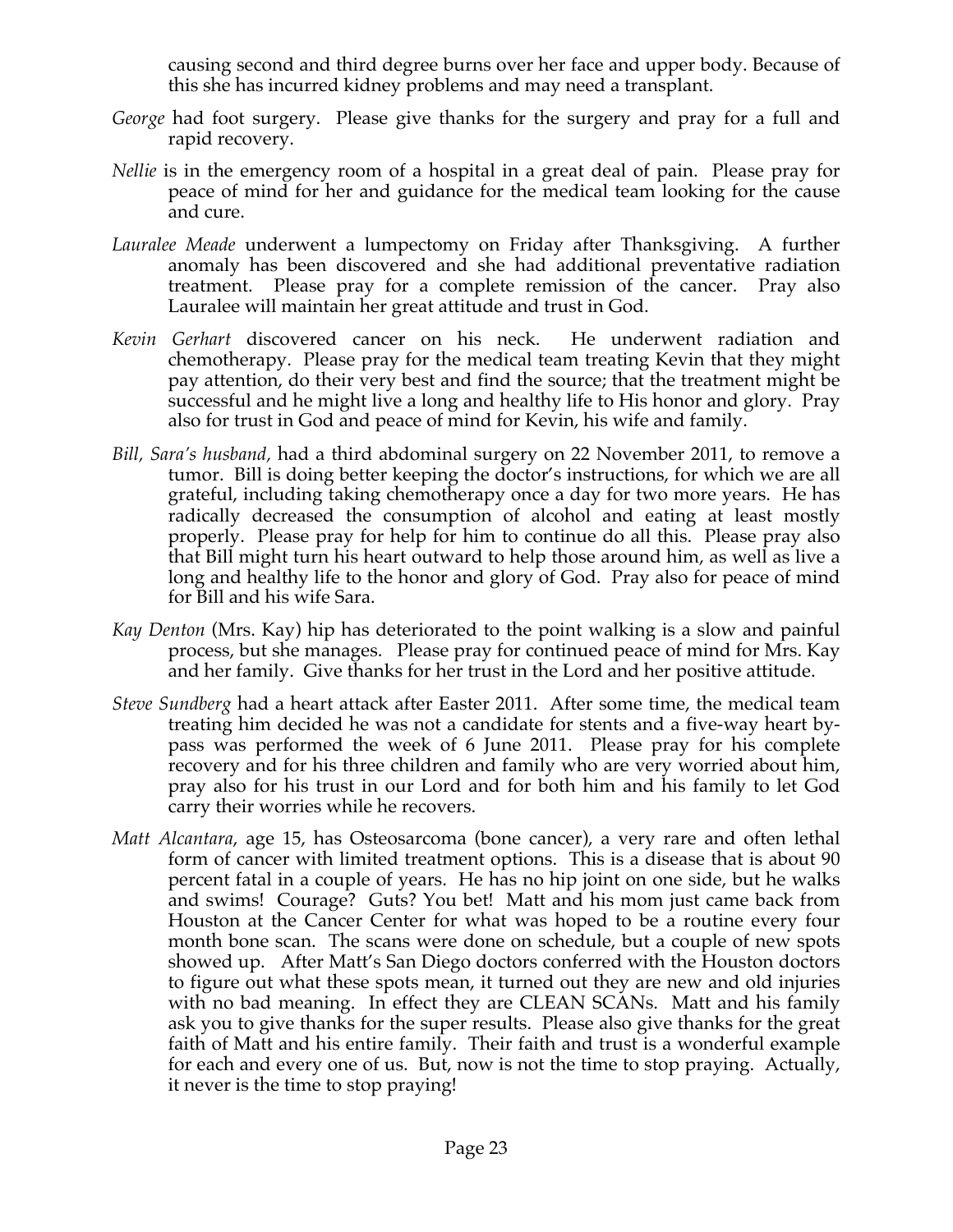causing second and third degree burns over her face and upper body. Because of this she has incurred kidney problems and may need a transplant.

*George* had foot surgery. Please give thanks for the surgery and pray for a full and rapid recovery.

*Nellie* is in the emergency room of a hospital in a great deal of pain. Please pray for peace of mind for her and guidance for the medical team looking for the cause and cure.

*Lauralee Meade* underwent a lumpectomy on Friday after Thanksgiving. A further anomaly has been discovered and she had additional preventative radiation treatment. Please pray for a complete remission of the cancer. Pray also Lauralee will maintain her great attitude and trust in God.

*Kevin Gerhart* discovered cancer on his neck. He underwent radiation and chemotherapy. Please pray for the medical team treating Kevin that they might pay attention, do their very best and find the source; that the treatment might be successful and he might live a long and healthy life to His honor and glory. Pray also for trust in God and peace of mind for Kevin, his wife and family.

*Bill, Sara's husband,* had a third abdominal surgery on 22 November 2011, to remove a tumor. Bill is doing better keeping the doctor's instructions, for which we are all grateful, including taking chemotherapy once a day for two more years. He has radically decreased the consumption of alcohol and eating at least mostly properly. Please pray for help for him to continue do all this. Please pray also that Bill might turn his heart outward to help those around him, as well as live a long and healthy life to the honor and glory of God. Pray also for peace of mind for Bill and his wife Sara.

*Kay Denton* (Mrs. Kay) hip has deteriorated to the point walking is a slow and painful process, but she manages. Please pray for continued peace of mind for Mrs. Kay and her family. Give thanks for her trust in the Lord and her positive attitude.

*Steve Sundberg* had a heart attack after Easter 2011. After some time, the medical team treating him decided he was not a candidate for stents and a five-way heart by-pass was performed the week of 6 June 2011. Please pray for his complete recovery and for his three children and family who are very worried about him, pray also for his trust in our Lord and for both him and his family to let God carry their worries while he recovers.

*Matt Alcantara*, age 15, has Osteosarcoma (bone cancer), a very rare and often lethal form of cancer with limited treatment options. This is a disease that is about 90 percent fatal in a couple of years. He has no hip joint on one side, but he walks and swims! Courage? Guts? You bet! Matt and his mom just came back from Houston at the Cancer Center for what was hoped to be a routine every four month bone scan. The scans were done on schedule, but a couple of new spots showed up. After Matt's San Diego doctors conferred with the Houston doctors to figure out what these spots mean, it turned out they are new and old injuries with no bad meaning. In effect they are CLEAN SCANs. Matt and his family ask you to give thanks for the super results. Please also give thanks for the great faith of Matt and his entire family. Their faith and trust is a wonderful example for each and every one of us. But, now is not the time to stop praying. Actually, it never is the time to stop praying!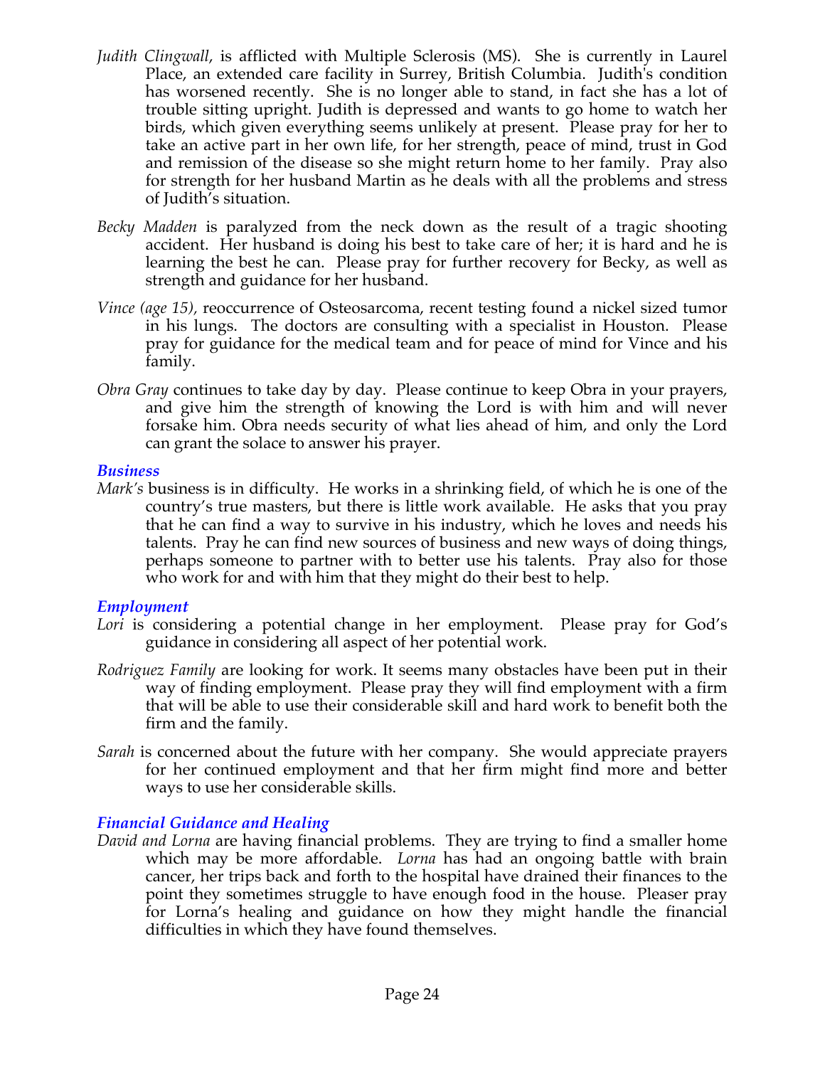*Judith Clingwall*, is afflicted with Multiple Sclerosis (MS). She is currently in Laurel Place, an extended care facility in Surrey, British Columbia. Judith's condition has worsened recently. She is no longer able to stand, in fact she has a lot of trouble sitting upright. Judith is depressed and wants to go home to watch her birds, which given everything seems unlikely at present. Please pray for her to take an active part in her own life, for her strength, peace of mind, trust in God and remission of the disease so she might return home to her family. Pray also for strength for her husband Martin as he deals with all the problems and stress of Judith's situation.

*Becky Madden* is paralyzed from the neck down as the result of a tragic shooting accident. Her husband is doing his best to take care of her; it is hard and he is learning the best he can. Please pray for further recovery for Becky, as well as strength and guidance for her husband.

*Vince (age 15),* reoccurrence of Osteosarcoma, recent testing found a nickel sized tumor in his lungs. The doctors are consulting with a specialist in Houston. Please pray for guidance for the medical team and for peace of mind for Vince and his family.

*Obra Gray* continues to take day by day. Please continue to keep Obra in your prayers, and give him the strength of knowing the Lord is with him and will never forsake him. Obra needs security of what lies ahead of him, and only the Lord can grant the solace to answer his prayer.

### *Business*

*Mark's* business is in difficulty. He works in a shrinking field, of which he is one of the country's true masters, but there is little work available. He asks that you pray that he can find a way to survive in his industry, which he loves and needs his talents. Pray he can find new sources of business and new ways of doing things, perhaps someone to partner with to better use his talents. Pray also for those who work for and with him that they might do their best to help.

### *Employment*

*Lori* is considering a potential change in her employment. Please pray for God's guidance in considering all aspect of her potential work.

*Rodriguez Family* are looking for work. It seems many obstacles have been put in their way of finding employment. Please pray they will find employment with a firm that will be able to use their considerable skill and hard work to benefit both the firm and the family.

*Sarah* is concerned about the future with her company. She would appreciate prayers for her continued employment and that her firm might find more and better ways to use her considerable skills.

### *Financial Guidance and Healing*

*David and Lorna* are having financial problems. They are trying to find a smaller home which may be more affordable. *Lorna* has had an ongoing battle with brain cancer, her trips back and forth to the hospital have drained their finances to the point they sometimes struggle to have enough food in the house. Pleaser pray for Lorna's healing and guidance on how they might handle the financial difficulties in which they have found themselves.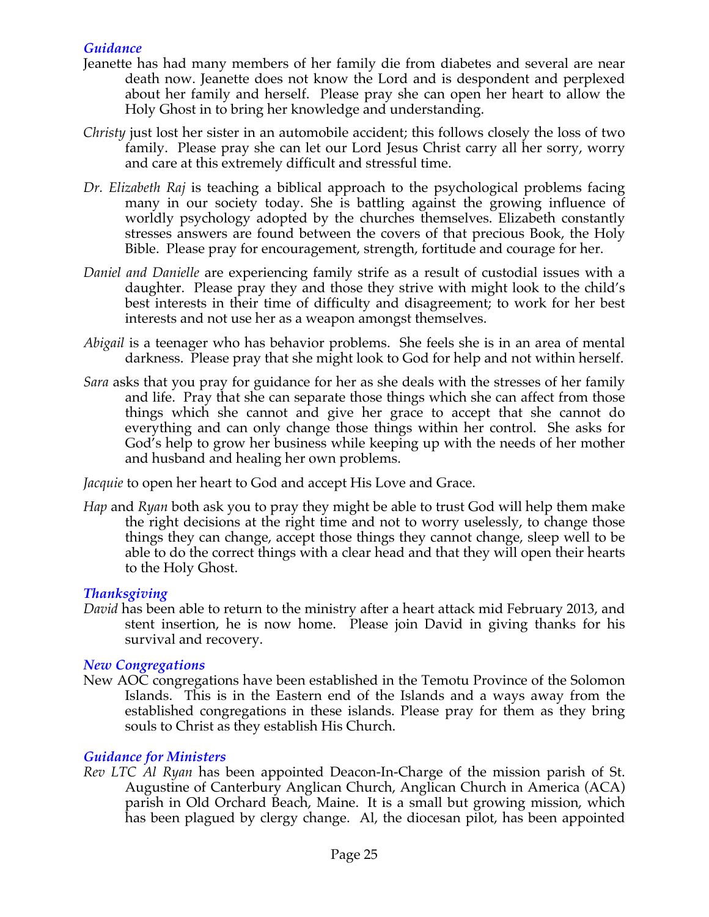### *Guidance*

Jeanette has had many members of her family die from diabetes and several are near death now. Jeanette does not know the Lord and is despondent and perplexed about her family and herself. Please pray she can open her heart to allow the Holy Ghost in to bring her knowledge and understanding.

*Christy* just lost her sister in an automobile accident; this follows closely the loss of two family. Please pray she can let our Lord Jesus Christ carry all her sorry, worry and care at this extremely difficult and stressful time.

*Dr. Elizabeth Raj* is teaching a biblical approach to the psychological problems facing many in our society today. She is battling against the growing influence of worldly psychology adopted by the churches themselves. Elizabeth constantly stresses answers are found between the covers of that precious Book, the Holy Bible. Please pray for encouragement, strength, fortitude and courage for her.

*Daniel and Danielle* are experiencing family strife as a result of custodial issues with a daughter. Please pray they and those they strive with might look to the child's best interests in their time of difficulty and disagreement; to work for her best interests and not use her as a weapon amongst themselves.

*Abigail* is a teenager who has behavior problems. She feels she is in an area of mental darkness. Please pray that she might look to God for help and not within herself.

*Sara* asks that you pray for guidance for her as she deals with the stresses of her family and life. Pray that she can separate those things which she can affect from those things which she cannot and give her grace to accept that she cannot do everything and can only change those things within her control. She asks for God's help to grow her business while keeping up with the needs of her mother and husband and healing her own problems.

*Jacquie* to open her heart to God and accept His Love and Grace.

*Hap* and *Ryan* both ask you to pray they might be able to trust God will help them make the right decisions at the right time and not to worry uselessly, to change those things they can change, accept those things they cannot change, sleep well to be able to do the correct things with a clear head and that they will open their hearts to the Holy Ghost.

### *Thanksgiving*

*David* has been able to return to the ministry after a heart attack mid February 2013, and stent insertion, he is now home. Please join David in giving thanks for his survival and recovery.

### *New Congregations*

New AOC congregations have been established in the Temotu Province of the Solomon Islands. This is in the Eastern end of the Islands and a ways away from the established congregations in these islands. Please pray for them as they bring souls to Christ as they establish His Church.

### *Guidance for Ministers*

*Rev LTC Al Ryan* has been appointed Deacon-In-Charge of the mission parish of St. Augustine of Canterbury Anglican Church, Anglican Church in America (ACA) parish in Old Orchard Beach, Maine. It is a small but growing mission, which has been plagued by clergy change. Al, the diocesan pilot, has been appointed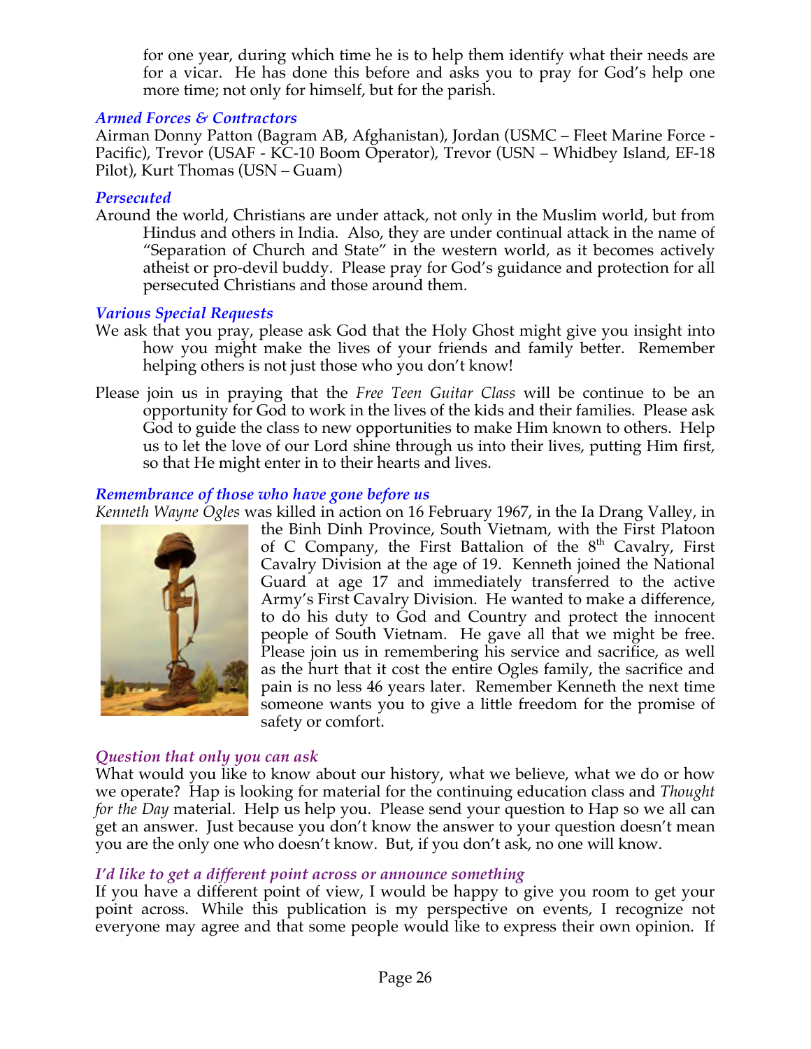for one year, during which time he is to help them identify what their needs are for a vicar. He has done this before and asks you to pray for God's help one more time; not only for himself, but for the parish.

### *Armed Forces & Contractors*

Airman Donny Patton (Bagram AB, Afghanistan), Jordan (USMC – Fleet Marine Force - Pacific), Trevor (USAF - KC-10 Boom Operator), Trevor (USN – Whidbey Island, EF-18 Pilot), Kurt Thomas (USN – Guam)

### *Persecuted*

Around the world, Christians are under attack, not only in the Muslim world, but from Hindus and others in India. Also, they are under continual attack in the name of "Separation of Church and State" in the western world, as it becomes actively atheist or pro-devil buddy. Please pray for God's guidance and protection for all persecuted Christians and those around them.

### *Various Special Requests*

We ask that you pray, please ask God that the Holy Ghost might give you insight into how you might make the lives of your friends and family better. Remember helping others is not just those who you don't know!

Please join us in praying that the *Free Teen Guitar Class* will be continue to be an opportunity for God to work in the lives of the kids and their families. Please ask God to guide the class to new opportunities to make Him known to others. Help us to let the love of our Lord shine through us into their lives, putting Him first, so that He might enter in to their hearts and lives.

### *Remembrance of those who have gone before us*

*Kenneth Wayne Ogles* was killed in action on 16 February 1967, in the Ia Drang Valley, in the Binh Dinh Province, South Vietnam, with the First Platoon of C Company, the First Battalion of the 8th Cavalry, First Cavalry Division at the age of 19. Kenneth joined the National Guard at age 17 and immediately transferred to the active Army's First Cavalry Division. He wanted to make a difference, to do his duty to God and Country and protect the innocent people of South Vietnam. He gave all that we might be free. Please join us in remembering his service and sacrifice, as well as the hurt that it cost the entire Ogles family, the sacrifice and pain is no less 46 years later. Remember Kenneth the next time someone wants you to give a little freedom for the promise of safety or comfort.

### *Question that only you can ask*

What would you like to know about our history, what we believe, what we do or how we operate? Hap is looking for material for the continuing education class and *Thought for the Day* material. Help us help you. Please send your question to Hap so we all can get an answer. Just because you don't know the answer to your question doesn't mean you are the only one who doesn't know. But, if you don't ask, no one will know.

### *I'd like to get a different point across or announce something*

If you have a different point of view, I would be happy to give you room to get your point across. While this publication is my perspective on events, I recognize not everyone may agree and that some people would like to express their own opinion. If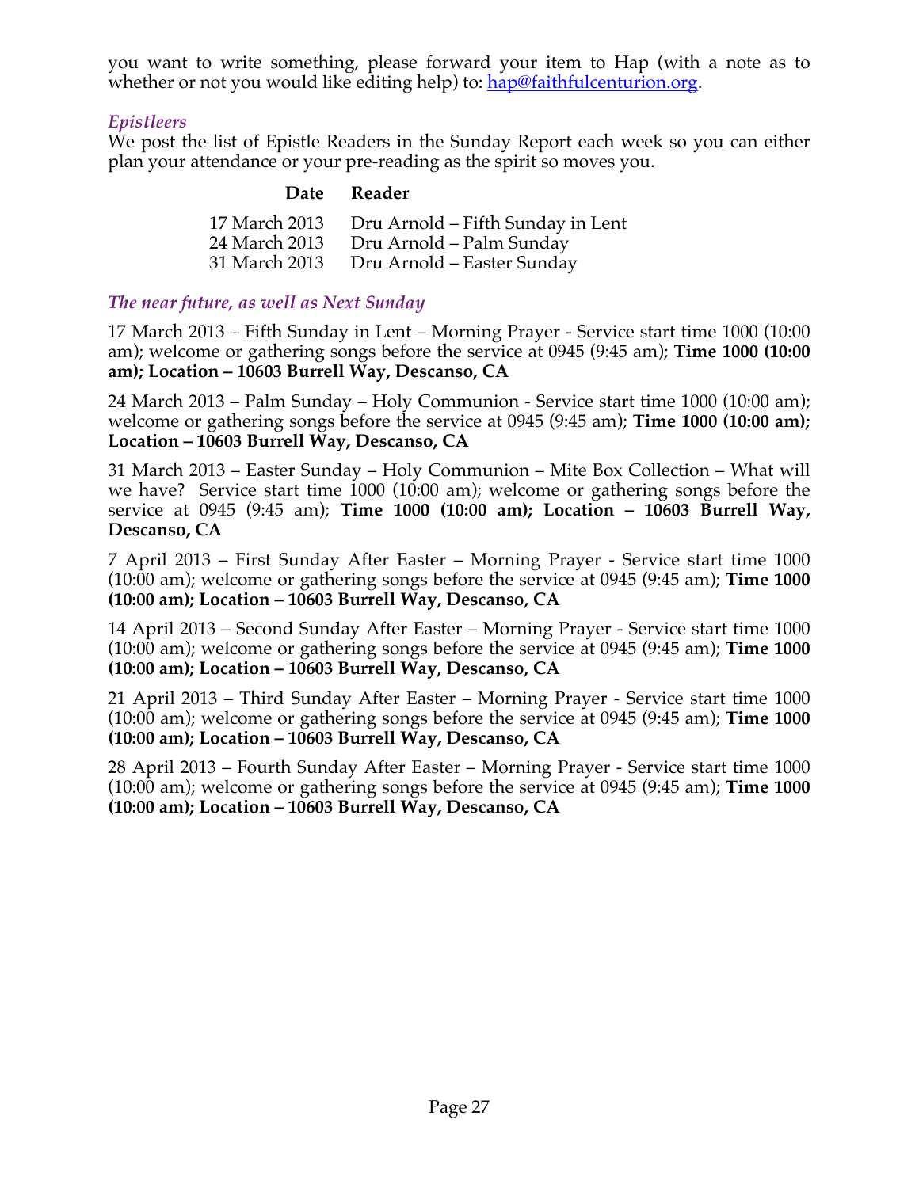you want to write something, please forward your item to Hap (with a note as to whether or not you would like editing help) to: hap@faithfulcenturion.org.

### *Epistleers*

We post the list of Epistle Readers in the Sunday Report each week so you can either plan your attendance or your pre-reading as the spirit so moves you.

| Date | Reader |
|---|---|
| 17 March 2013 | Dru Arnold – Fifth Sunday in Lent |
| 24 March 2013 | Dru Arnold – Palm Sunday |
| 31 March 2013 | Dru Arnold – Easter Sunday |

### *The near future, as well as Next Sunday*

17 March 2013 – Fifth Sunday in Lent – Morning Prayer - Service start time 1000 (10:00 am); welcome or gathering songs before the service at 0945 (9:45 am); **Time 1000 (10:00 am); Location – 10603 Burrell Way, Descanso, CA**

24 March 2013 – Palm Sunday – Holy Communion - Service start time 1000 (10:00 am); welcome or gathering songs before the service at 0945 (9:45 am); **Time 1000 (10:00 am); Location – 10603 Burrell Way, Descanso, CA**

31 March 2013 – Easter Sunday – Holy Communion – Mite Box Collection – What will we have? Service start time 1000 (10:00 am); welcome or gathering songs before the service at 0945 (9:45 am); **Time 1000 (10:00 am); Location – 10603 Burrell Way, Descanso, CA**

7 April 2013 – First Sunday After Easter – Morning Prayer - Service start time 1000 (10:00 am); welcome or gathering songs before the service at 0945 (9:45 am); **Time 1000 (10:00 am); Location – 10603 Burrell Way, Descanso, CA**

14 April 2013 – Second Sunday After Easter – Morning Prayer - Service start time 1000 (10:00 am); welcome or gathering songs before the service at 0945 (9:45 am); **Time 1000 (10:00 am); Location – 10603 Burrell Way, Descanso, CA**

21 April 2013 – Third Sunday After Easter – Morning Prayer - Service start time 1000 (10:00 am); welcome or gathering songs before the service at 0945 (9:45 am); **Time 1000 (10:00 am); Location – 10603 Burrell Way, Descanso, CA**

28 April 2013 – Fourth Sunday After Easter – Morning Prayer - Service start time 1000 (10:00 am); welcome or gathering songs before the service at 0945 (9:45 am); **Time 1000 (10:00 am); Location – 10603 Burrell Way, Descanso, CA**